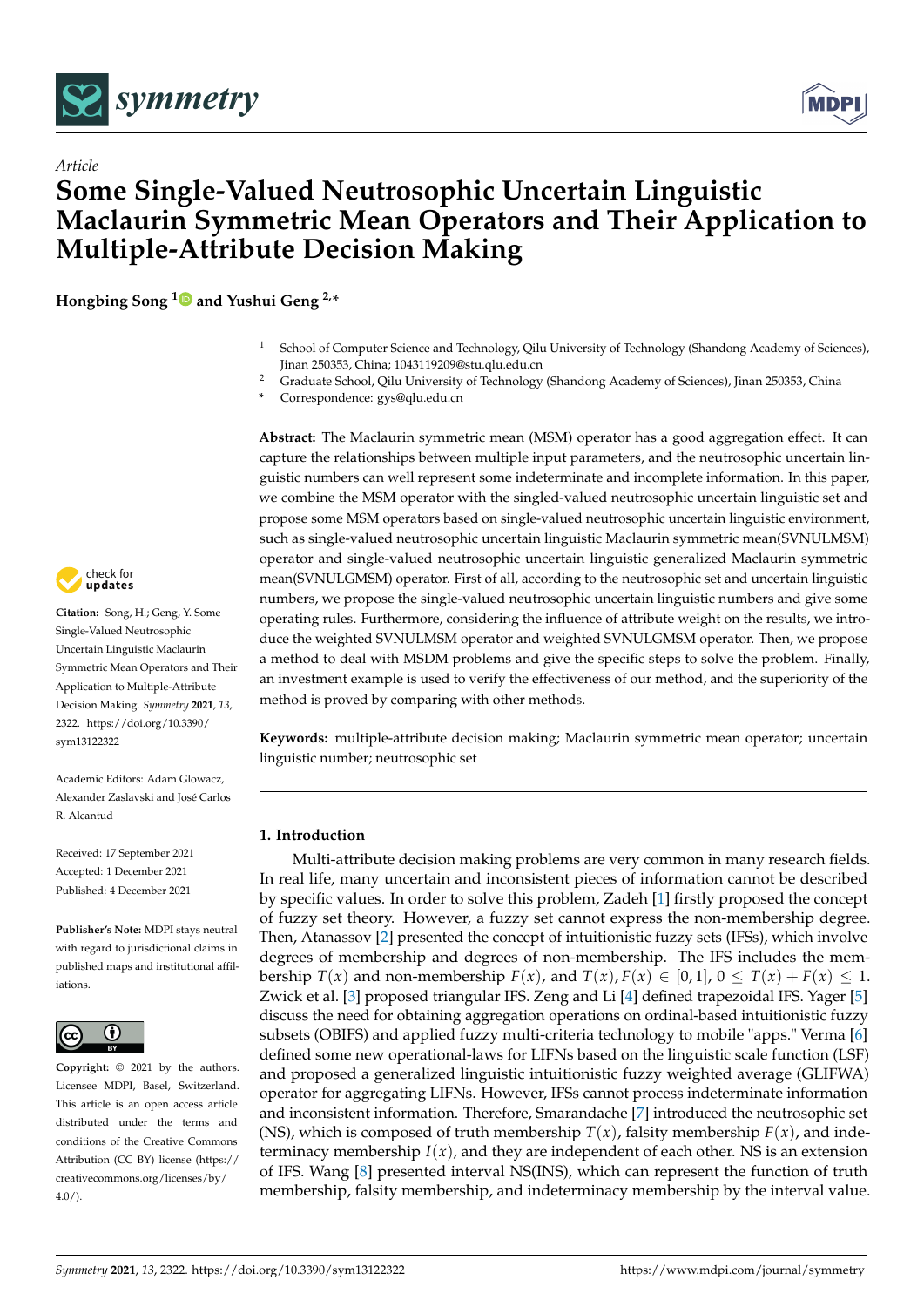*Article*

# Some Single-Valued Neutrosophic Uncertain Linguistic Maclaurin Symmetric Mean Operators and Their Application to Multiple-Attribute Decision Making

**Hongbing Song [1] and Yushui Geng [2,*]**

[1] School of Computer Science and Technology, Qilu University of Technology (Shandong Academy of Sciences), Jinan 250353, China; 1043119209@stu.qlu.edu.cn

[2] Graduate School, Qilu University of Technology (Shandong Academy of Sciences), Jinan 250353, China

\* Correspondence: gys@qlu.edu.cn

**Abstract:** The Maclaurin symmetric mean (MSM) operator has a good aggregation effect. It can capture the relationships between multiple input parameters, and the neutrosophic uncertain linguistic numbers can well represent some indeterminate and incomplete information. In this paper, we combine the MSM operator with the singled-valued neutrosophic uncertain linguistic set and propose some MSM operators based on single-valued neutrosophic uncertain linguistic environment, such as single-valued neutrosophic uncertain linguistic Maclaurin symmetric mean(SVNULMSM) operator and single-valued neutrosophic uncertain linguistic generalized Maclaurin symmetric mean(SVNULGMSM) operator. First of all, according to the neutrosophic set and uncertain linguistic numbers, we propose the single-valued neutrosophic uncertain linguistic numbers and give some operating rules. Furthermore, considering the influence of attribute weight on the results, we introduce the weighted SVNULMSM operator and weighted SVNULGMSM operator. Then, we propose a method to deal with MSDM problems and give the specific steps to solve the problem. Finally, an investment example is used to verify the effectiveness of our method, and the superiority of the method is proved by comparing with other methods.

**Keywords:** multiple-attribute decision making; Maclaurin symmetric mean operator; uncertain linguistic number; neutrosophic set

**Citation:** Song, H.; Geng, Y. Some Single-Valued Neutrosophic Uncertain Linguistic Maclaurin Symmetric Mean Operators and Their Application to Multiple-Attribute Decision Making. *Symmetry* **2021**, *13*, 2322. https://doi.org/10.3390/sym13122322

Academic Editors: Adam Glowacz, Alexander Zaslavski and José Carlos R. Alcantud

Received: 17 September 2021
Accepted: 1 December 2021
Published: 4 December 2021

**Publisher's Note:** MDPI stays neutral with regard to jurisdictional claims in published maps and institutional affiliations.

**Copyright:** © 2021 by the authors. Licensee MDPI, Basel, Switzerland. This article is an open access article distributed under the terms and conditions of the Creative Commons Attribution (CC BY) license (https://creativecommons.org/licenses/by/4.0/).

## 1. Introduction

Multi-attribute decision making problems are very common in many research fields. In real life, many uncertain and inconsistent pieces of information cannot be described by specific values. In order to solve this problem, Zadeh [1] firstly proposed the concept of fuzzy set theory. However, a fuzzy set cannot express the non-membership degree. Then, Atanassov [2] presented the concept of intuitionistic fuzzy sets (IFSs), which involve degrees of membership and degrees of non-membership. The IFS includes the membership $T(x)$ and non-membership $F(x)$, and $T(x), F(x) \in [0,1]$, $0 \leq T(x) + F(x) \leq 1$. Zwick et al. [3] proposed triangular IFS. Zeng and Li [4] defined trapezoidal IFS. Yager [5] discuss the need for obtaining aggregation operations on ordinal-based intuitionistic fuzzy subsets (OBIFS) and applied fuzzy multi-criteria technology to mobile "apps." Verma [6] defined some new operational-laws for LIFNs based on the linguistic scale function (LSF) and proposed a generalized linguistic intuitionistic fuzzy weighted average (GLIFWA) operator for aggregating LIFNs. However, IFSs cannot process indeterminate information and inconsistent information. Therefore, Smarandache [7] introduced the neutrosophic set (NS), which is composed of truth membership $T(x)$, falsity membership $F(x)$, and indeterminacy membership $I(x)$, and they are independent of each other. NS is an extension of IFS. Wang [8] presented interval NS(INS), which can represent the function of truth membership, falsity membership, and indeterminacy membership by the interval value.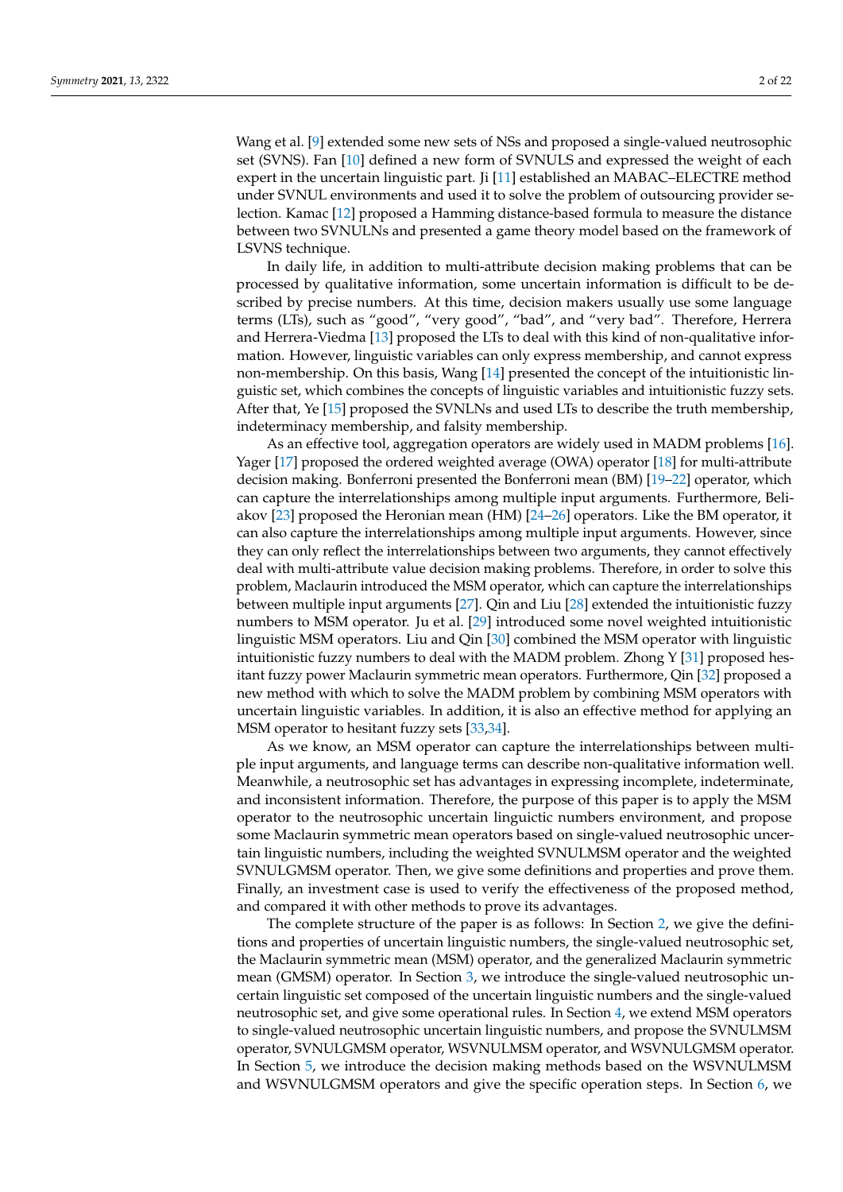Wang et al. [9] extended some new sets of NSs and proposed a single-valued neutrosophic set (SVNS). Fan [10] defined a new form of SVNULS and expressed the weight of each expert in the uncertain linguistic part. Ji [11] established an MABAC–ELECTRE method under SVNUL environments and used it to solve the problem of outsourcing provider selection. Kamac [12] proposed a Hamming distance-based formula to measure the distance between two SVNULNs and presented a game theory model based on the framework of LSVNS technique.

In daily life, in addition to multi-attribute decision making problems that can be processed by qualitative information, some uncertain information is difficult to be described by precise numbers. At this time, decision makers usually use some language terms (LTs), such as "good", "very good", "bad", and "very bad". Therefore, Herrera and Herrera-Viedma [13] proposed the LTs to deal with this kind of non-qualitative information. However, linguistic variables can only express membership, and cannot express non-membership. On this basis, Wang [14] presented the concept of the intuitionistic linguistic set, which combines the concepts of linguistic variables and intuitionistic fuzzy sets. After that, Ye [15] proposed the SVNLNs and used LTs to describe the truth membership, indeterminacy membership, and falsity membership.

As an effective tool, aggregation operators are widely used in MADM problems [16]. Yager [17] proposed the ordered weighted average (OWA) operator [18] for multi-attribute decision making. Bonferroni presented the Bonferroni mean (BM) [19–22] operator, which can capture the interrelationships among multiple input arguments. Furthermore, Beliakov [23] proposed the Heronian mean (HM) [24–26] operators. Like the BM operator, it can also capture the interrelationships among multiple input arguments. However, since they can only reflect the interrelationships between two arguments, they cannot effectively deal with multi-attribute value decision making problems. Therefore, in order to solve this problem, Maclaurin introduced the MSM operator, which can capture the interrelationships between multiple input arguments [27]. Qin and Liu [28] extended the intuitionistic fuzzy numbers to MSM operator. Ju et al. [29] introduced some novel weighted intuitionistic linguistic MSM operators. Liu and Qin [30] combined the MSM operator with linguistic intuitionistic fuzzy numbers to deal with the MADM problem. Zhong Y [31] proposed hesitant fuzzy power Maclaurin symmetric mean operators. Furthermore, Qin [32] proposed a new method with which to solve the MADM problem by combining MSM operators with uncertain linguistic variables. In addition, it is also an effective method for applying an MSM operator to hesitant fuzzy sets [33,34].

As we know, an MSM operator can capture the interrelationships between multiple input arguments, and language terms can describe non-qualitative information well. Meanwhile, a neutrosophic set has advantages in expressing incomplete, indeterminate, and inconsistent information. Therefore, the purpose of this paper is to apply the MSM operator to the neutrosophic uncertain linguictic numbers environment, and propose some Maclaurin symmetric mean operators based on single-valued neutrosophic uncertain linguistic numbers, including the weighted SVNULMSM operator and the weighted SVNULGMSM operator. Then, we give some definitions and properties and prove them. Finally, an investment case is used to verify the effectiveness of the proposed method, and compared it with other methods to prove its advantages.

The complete structure of the paper is as follows: In Section 2, we give the definitions and properties of uncertain linguistic numbers, the single-valued neutrosophic set, the Maclaurin symmetric mean (MSM) operator, and the generalized Maclaurin symmetric mean (GMSM) operator. In Section 3, we introduce the single-valued neutrosophic uncertain linguistic set composed of the uncertain linguistic numbers and the single-valued neutrosophic set, and give some operational rules. In Section 4, we extend MSM operators to single-valued neutrosophic uncertain linguistic numbers, and propose the SVNULMSM operator, SVNULGMSM operator, WSVNULMSM operator, and WSVNULGMSM operator. In Section 5, we introduce the decision making methods based on the WSVNULMSM and WSVNULGMSM operators and give the specific operation steps. In Section 6, we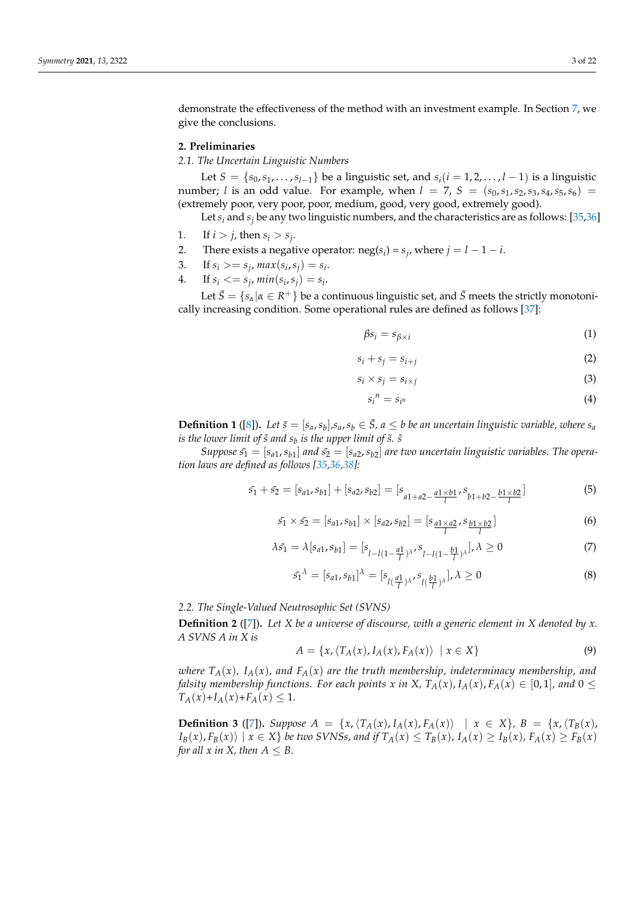demonstrate the effectiveness of the method with an investment example. In Section 7, we give the conclusions.

## 2. Preliminaries

### 2.1. The Uncertain Linguistic Numbers

Let $S = \{s_0, s_1, \ldots, s_{l-1}\}$ be a linguistic set, and $s_i (i = 1, 2, \ldots, l-1)$ is a linguistic number; $l$ is an odd value. For example, when $l = 7$, $S = (s_0, s_1, s_2, s_3, s_4, s_5, s_6) =$ (extremely poor, very poor, poor, medium, good, very good, extremely good).

Let $s_i$ and $s_j$ be any two linguistic numbers, and the characteristics are as follows: [35,36]

1. If $i > j$, then $s_i > s_j$.
2. There exists a negative operator: $\text{neg}(s_i) = s_j$, where $j = l - 1 - i$.
3. If $s_i >= s_j$, $max(s_i, s_j) = s_i$.
4. If $s_i <= s_j$, $min(s_i, s_j) = s_i$.

Let $\bar{S} = \{s_\alpha | \alpha \in R^+\}$ be a continuous linguistic set, and $\bar{S}$ meets the strictly monotonically increasing condition. Some operational rules are defined as follows [37]:

$$\beta s_i = s_{\beta \times i} \tag{1}$$

$$s_i + s_j = s_{i+j} \tag{2}$$

$$s_i \times s_j = s_{i \times j} \tag{3}$$

$${s_i}^n = s_{i^n} \tag{4}$$

**Definition 1** ([8]). *Let $\tilde{s} = [s_a, s_b], s_a, s_b \in \bar{S}$, $a \leq b$ be an uncertain linguistic variable, where $s_a$ is the lower limit of $\tilde{s}$ and $s_b$ is the upper limit of $\tilde{s}$. $\tilde{s}$*

*Suppose $\tilde{s_1} = [s_{a1}, s_{b1}]$ and $\tilde{s_2} = [s_{a2}, s_{b2}]$ are two uncertain linguistic variables. The operation laws are defined as follows [35,36,38]:*

$$\tilde{s_1} + \tilde{s_2} = [s_{a1}, s_{b1}] + [s_{a2}, s_{b2}] = [s_{a1+a2-\frac{a1\times b1}{l}}, s_{b1+b2-\frac{b1\times b2}{l}}] \tag{5}$$

$$\tilde{s_1} \times \tilde{s_2} = [s_{a1}, s_{b1}] \times [s_{a2}, s_{b2}] = [s_{\frac{a1\times a2}{l}}, s_{\frac{b1\times b2}{l}}] \tag{6}$$

$$\lambda \tilde{s_1} = \lambda [s_{a1}, s_{b1}] = [s_{l-l(1-\frac{a1}{l})^\lambda}, s_{l-l(1-\frac{b1}{l})^\lambda}], \lambda \geq 0 \tag{7}$$

$$\tilde{s_1}^\lambda = [s_{a1}, s_{b1}]^\lambda = [s_{l(\frac{a1}{l})^\lambda}, s_{l(\frac{b1}{l})^\lambda}], \lambda \geq 0 \tag{8}$$

### 2.2. The Single-Valued Neutrosophic Set (SVNS)

**Definition 2** ([7]). *Let $X$ be a universe of discourse, with a generic element in $X$ denoted by $x$. A SVNS $A$ in $X$ is*

$$A = \{x, \langle T_A(x), I_A(x), F_A(x) \rangle \ | \ x \in X\} \tag{9}$$

*where $T_A(x)$, $I_A(x)$, and $F_A(x)$ are the truth membership, indeterminacy membership, and falsity membership functions. For each points $x$ in $X$, $T_A(x), I_A(x), F_A(x) \in [0, 1]$, and $0 \leq T_A(x)+I_A(x)+F_A(x) \leq 1$.*

**Definition 3** ([7]). *Suppose $A = \{x, \langle T_A(x), I_A(x), F_A(x) \rangle \ | \ x \in X\}$, $B = \{x, \langle T_B(x), I_B(x), F_B(x) \rangle \ | \ x \in X\}$ be two SVNSs, and if $T_A(x) \leq T_B(x)$, $I_A(x) \geq I_B(x)$, $F_A(x) \geq F_B(x)$ for all $x$ in $X$, then $A \leq B$.*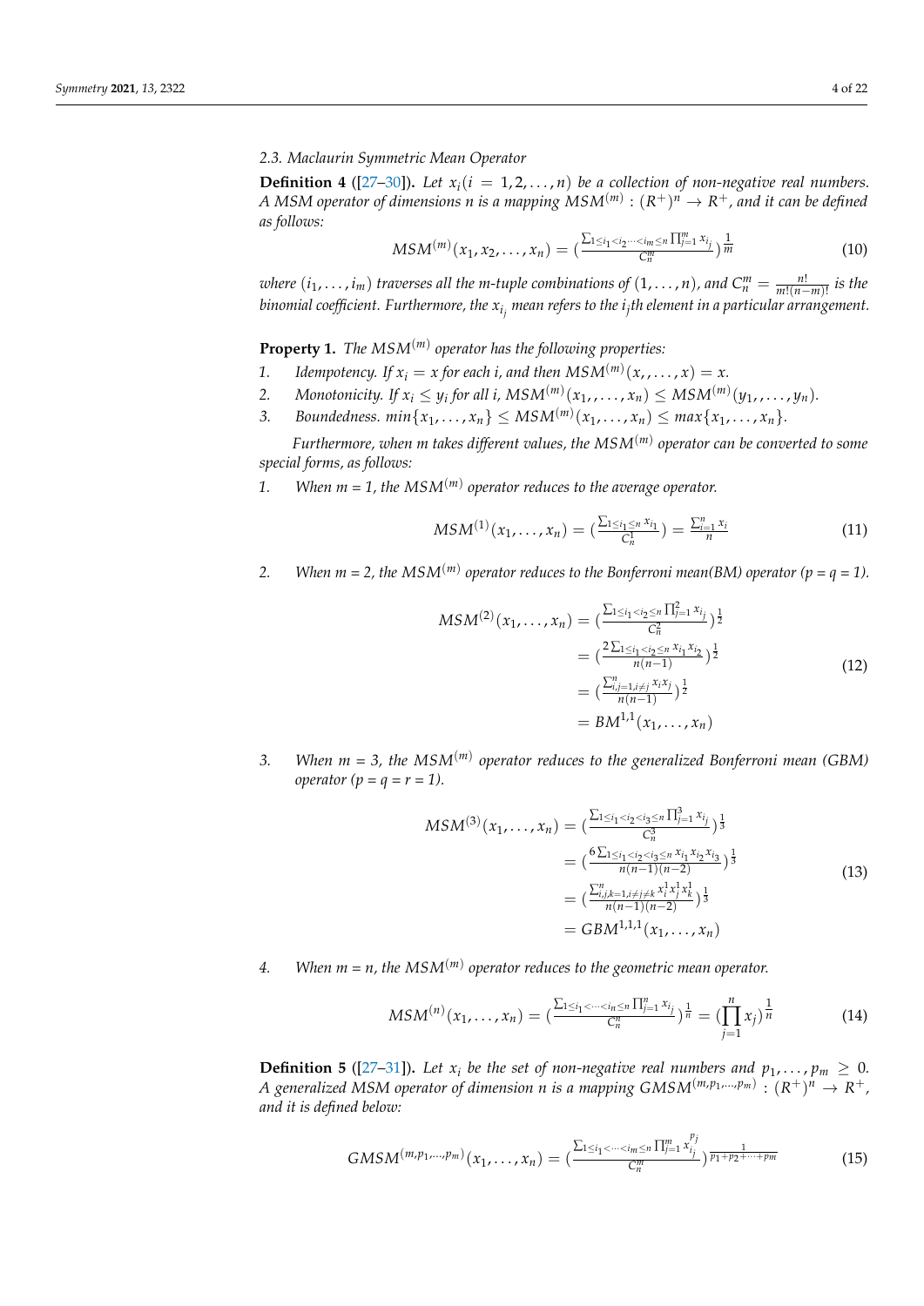### 2.3. Maclaurin Symmetric Mean Operator

**Definition 4** ([27–30]). *Let $x_i (i = 1, 2, \ldots, n)$ be a collection of non-negative real numbers. A MSM operator of dimensions n is a mapping $MSM^{(m)} : (R^+)^n \to R^+$, and it can be defined as follows:*

$$MSM^{(m)}(x_1, x_2, \ldots, x_n) = \left(\frac{\sum_{1 \le i_1 < i_2 \cdots < i_m \le n} \prod_{j=1}^{m} x_{i_j}}{C_n^m}\right)^{\frac{1}{m}} \tag{10}$$

*where $(i_1, \ldots, i_m)$ traverses all the m-tuple combinations of $(1, \ldots, n)$, and $C_n^m = \frac{n!}{m!(n-m)!}$ is the binomial coefficient. Furthermore, the $x_{i_j}$ mean refers to the $i_j$th element in a particular arrangement.*

**Property 1.** *The $MSM^{(m)}$ operator has the following properties:*

1. *Idempotency. If $x_i = x$ for each i, and then $MSM^{(m)}(x, , \ldots, x) = x$.*
2. *Monotonicity. If $x_i \le y_i$ for all i, $MSM^{(m)}(x_1, , \ldots, x_n) \le MSM^{(m)}(y_1, , \ldots, y_n)$.*
3. *Boundedness. $min\{x_1, \ldots, x_n\} \le MSM^{(m)}(x_1, \ldots, x_n) \le max\{x_1, \ldots, x_n\}$.*

*Furthermore, when m takes different values, the $MSM^{(m)}$ operator can be converted to some special forms, as follows:*

1. *When m = 1, the $MSM^{(m)}$ operator reduces to the average operator.*

$$MSM^{(1)}(x_1, \ldots, x_n) = \left(\frac{\sum_{1 \le i_1 \le n} x_{i_1}}{C_n^1}\right) = \frac{\sum_{i=1}^{n} x_i}{n} \tag{11}$$

2. *When m = 2, the $MSM^{(m)}$ operator reduces to the Bonferroni mean(BM) operator (p = q = 1).*

$$\begin{aligned} MSM^{(2)}(x_1, \ldots, x_n) &= \left(\frac{\sum_{1 \le i_1 < i_2 \le n} \prod_{j=1}^{2} x_{i_j}}{C_n^2}\right)^{\frac{1}{2}} \\ &= \left(\frac{2\sum_{1 \le i_1 < i_2 \le n} x_{i_1} x_{i_2}}{n(n-1)}\right)^{\frac{1}{2}} \\ &= \left(\frac{\sum_{i,j=1, i \ne j}^{n} x_i x_j}{n(n-1)}\right)^{\frac{1}{2}} \\ &= BM^{1,1}(x_1, \ldots, x_n) \end{aligned} \tag{12}$$

3. *When m = 3, the $MSM^{(m)}$ operator reduces to the generalized Bonferroni mean (GBM) operator (p = q = r = 1).*

$$\begin{aligned} MSM^{(3)}(x_1, \ldots, x_n) &= \left(\frac{\sum_{1 \le i_1 < i_2 < i_3 \le n} \prod_{j=1}^{3} x_{i_j}}{C_n^3}\right)^{\frac{1}{3}} \\ &= \left(\frac{6\sum_{1 \le i_1 < i_2 < i_3 \le n} x_{i_1} x_{i_2} x_{i_3}}{n(n-1)(n-2)}\right)^{\frac{1}{3}} \\ &= \left(\frac{\sum_{i,j,k=1, i \ne j \ne k}^{n} x_i^1 x_j^1 x_k^1}{n(n-1)(n-2)}\right)^{\frac{1}{3}} \\ &= GBM^{1,1,1}(x_1, \ldots, x_n) \end{aligned} \tag{13}$$

4. *When m = n, the $MSM^{(m)}$ operator reduces to the geometric mean operator.*

$$MSM^{(n)}(x_1, \ldots, x_n) = \left(\frac{\sum_{1 \le i_1 < \cdots < i_n \le n} \prod_{j=1}^{n} x_{i_j}}{C_n^n}\right)^{\frac{1}{n}} = \left(\prod_{j=1}^{n} x_j\right)^{\frac{1}{n}} \tag{14}$$

**Definition 5** ([27–31]). *Let $x_i$ be the set of non-negative real numbers and $p_1, \ldots, p_m \ge 0$. A generalized MSM operator of dimension n is a mapping $GMSM^{(m, p_1, \ldots, p_m)} : (R^+)^n \to R^+$, and it is defined below:*

$$GMSM^{(m, p_1, \ldots, p_m)}(x_1, \ldots, x_n) = \left(\frac{\sum_{1 \le i_1 < \cdots < i_m \le n} \prod_{j=1}^{m} x_{i_j}^{p_j}}{C_n^m}\right)^{\frac{1}{p_1 + p_2 + \cdots + p_m}} \tag{15}$$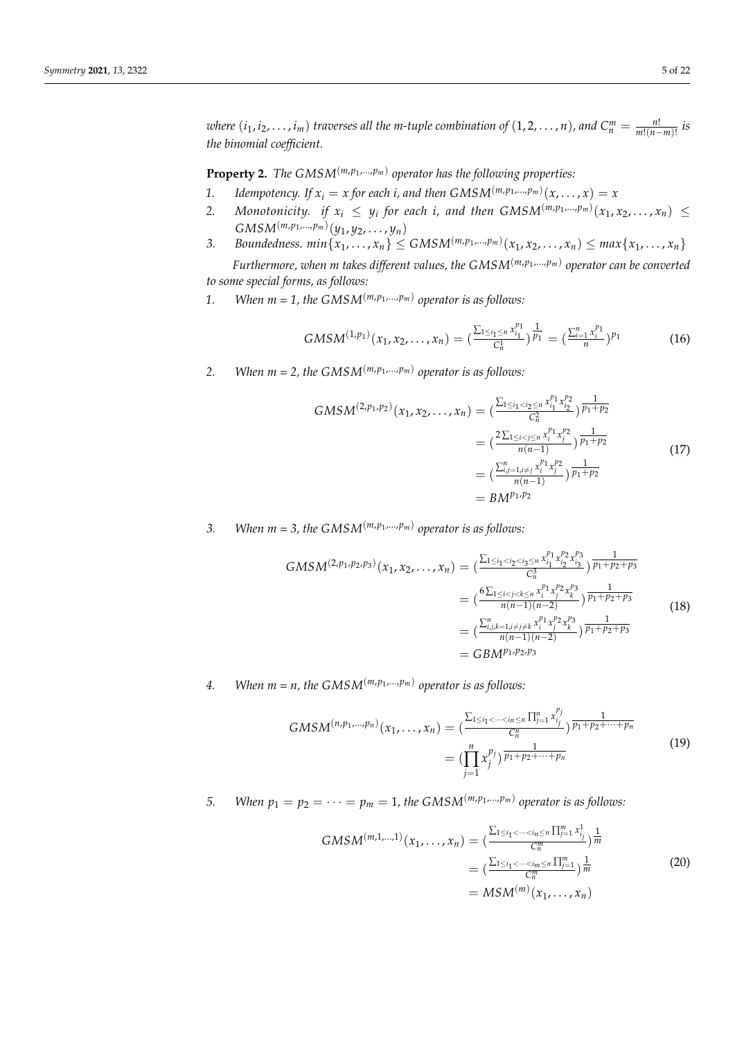*where* $(i_1, i_2, \ldots, i_m)$ *traverses all the m-tuple combination of* $(1, 2, \ldots, n)$*, and* $C_n^m = \frac{n!}{m!(n-m)!}$ *is the binomial coefficient.*

**Property 2.** *The* $GMSM^{(m,p_1,\ldots,p_m)}$ *operator has the following properties:*

1. *Idempotency. If* $x_i = x$ *for each i, and then* $GMSM^{(m,p_1,\ldots,p_m)}(x, \ldots, x) = x$
2. *Monotonicity. if* $x_i \leq y_i$ *for each i, and then* $GMSM^{(m,p_1,\ldots,p_m)}(x_1, x_2, \ldots, x_n) \leq GMSM^{(m,p_1,\ldots,p_m)}(y_1, y_2, \ldots, y_n)$
3. *Boundedness.* $min\{x_1, \ldots, x_n\} \leq GMSM^{(m,p_1,\ldots,p_m)}(x_1, x_2, \ldots, x_n) \leq max\{x_1, \ldots, x_n\}$

*Furthermore, when m takes different values, the* $GMSM^{(m,p_1,\ldots,p_m)}$ *operator can be converted to some special forms, as follows:*

1. *When m = 1, the* $GMSM^{(m,p_1,\ldots,p_m)}$ *operator is as follows:*

$$GMSM^{(1,p_1)}(x_1, x_2, \ldots, x_n) = \left(\frac{\sum_{1 \leq i_1 \leq n} x_{i_1}^{p_1}}{C_n^1}\right)^{\frac{1}{p_1}} = \left(\frac{\sum_{i=1}^{n} x_i^{p_1}}{n}\right)^{p_1} \tag{16}$$

2. *When m = 2, the* $GMSM^{(m,p_1,\ldots,p_m)}$ *operator is as follows:*

$$\begin{aligned} GMSM^{(2,p_1,p_2)}(x_1, x_2, \ldots, x_n) &= \left(\frac{\sum_{1 \leq i_1 < i_2 \leq n} x_{i_1}^{p_1} x_{i_2}^{p_2}}{C_n^2}\right)^{\frac{1}{p_1+p_2}} \\ &= \left(\frac{2\sum_{1 \leq i < j \leq n} x_i^{p_1} x_j^{p_2}}{n(n-1)}\right)^{\frac{1}{p_1+p_2}} \\ &= \left(\frac{\sum_{i,j=1, i \neq j}^{n} x_i^{p_1} x_j^{p_2}}{n(n-1)}\right)^{\frac{1}{p_1+p_2}} \\ &= BM^{p_1,p_2} \end{aligned} \tag{17}$$

3. *When m = 3, the* $GMSM^{(m,p_1,\ldots,p_m)}$ *operator is as follows:*

$$\begin{aligned} GMSM^{(2,p_1,p_2,p_3)}(x_1, x_2, \ldots, x_n) &= \left(\frac{\sum_{1 \leq i_1 < i_2 < i_3 \leq n} x_{i_1}^{p_1} x_{i_2}^{p_2} x_{i_3}^{p_3}}{C_n^3}\right)^{\frac{1}{p_1+p_2+p_3}} \\ &= \left(\frac{6\sum_{1 \leq i < j < k \leq n} x_i^{p_1} x_j^{p_2} x_k^{p_3}}{n(n-1)(n-2)}\right)^{\frac{1}{p_1+p_2+p_3}} \\ &= \left(\frac{\sum_{i,j,k=1, i \neq j \neq k}^{n} x_i^{p_1} x_j^{p_2} x_k^{p_3}}{n(n-1)(n-2)}\right)^{\frac{1}{p_1+p_2+p_3}} \\ &= GBM^{p_1,p_2,p_3} \end{aligned} \tag{18}$$

4. *When m = n, the* $GMSM^{(m,p_1,\ldots,p_m)}$ *operator is as follows:*

$$\begin{aligned} GMSM^{(n,p_1,\ldots,p_n)}(x_1, \ldots, x_n) &= \left(\frac{\sum_{1 \leq i_1 < \cdots < i_n \leq n} \prod_{j=1}^{n} x_{i_j}^{p_j}}{C_n^n}\right)^{\frac{1}{p_1+p_2+\cdots+p_n}} \\ &= \left(\prod_{j=1}^{n} x_j^{p_j}\right)^{\frac{1}{p_1+p_2+\cdots+p_n}} \end{aligned} \tag{19}$$

5. *When* $p_1 = p_2 = \cdots = p_m = 1$*, the* $GMSM^{(m,p_1,\ldots,p_m)}$ *operator is as follows:*

$$\begin{aligned} GMSM^{(m,1,\ldots,1)}(x_1, \ldots, x_n) &= \left(\frac{\sum_{1 \leq i_1 < \cdots < i_n \leq n} \prod_{j=1}^{m} x_{i_j}^{1}}{C_n^m}\right)^{\frac{1}{m}} \\ &= \left(\frac{\sum_{1 \leq i_1 < \cdots < i_m \leq n} \prod_{j=1}^{m}}{C_n^m}\right)^{\frac{1}{m}} \\ &= MSM^{(m)}(x_1, \ldots, x_n) \end{aligned} \tag{20}$$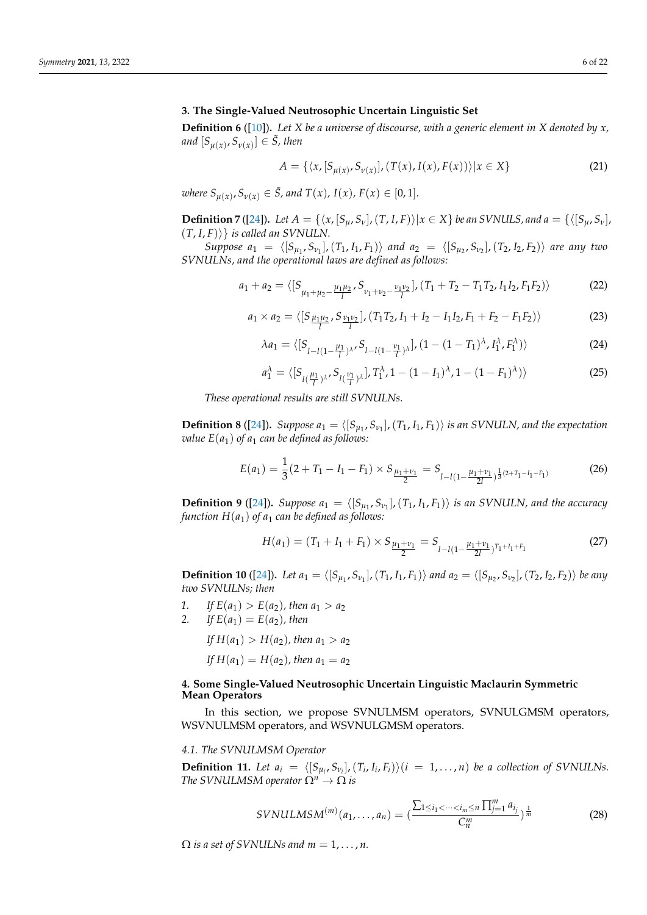## 3. The Single-Valued Neutrosophic Uncertain Linguistic Set

**Definition 6** ([10]). *Let $X$ be a universe of discourse, with a generic element in $X$ denoted by $x$, and $[S_{\mu(x)}, S_{\nu(x)}] \in \tilde{S}$, then*

$$A = \{\langle x, [S_{\mu(x)}, S_{\nu(x)}], (T(x), I(x), F(x))\rangle | x \in X\} \tag{21}$$

*where $S_{\mu(x)}, S_{\nu(x)} \in \bar{S}$, and $T(x)$, $I(x)$, $F(x) \in [0, 1]$.*

**Definition 7** ([24]). *Let $A = \{\langle x, [S_\mu, S_\nu], (T, I, F)\rangle | x \in X\}$ be an SVNULS, and $a = \{\langle [S_\mu, S_\nu], (T, I, F)\rangle\}$ is called an SVNULN.*

*Suppose $a_1 = \langle [S_{\mu_1}, S_{\nu_1}], (T_1, I_1, F_1)\rangle$ and $a_2 = \langle [S_{\mu_2}, S_{\nu_2}], (T_2, I_2, F_2)\rangle$ are any two SVNULNs, and the operational laws are defined as follows:*

$$a_1 + a_2 = \langle [S_{\mu_1+\mu_2-\frac{\mu_1\mu_2}{l}}, S_{\nu_1+\nu_2-\frac{\nu_1\nu_2}{l}}], (T_1 + T_2 - T_1T_2, I_1I_2, F_1F_2)\rangle \tag{22}$$

$$a_1 \times a_2 = \langle [S_{\frac{\mu_1\mu_2}{l}}, S_{\frac{\nu_1\nu_2}{l}}], (T_1T_2, I_1 + I_2 - I_1I_2, F_1 + F_2 - F_1F_2)\rangle \tag{23}$$

$$\lambda a_1 = \langle [S_{l-l(1-\frac{\mu_1}{l})^\lambda}, S_{l-l(1-\frac{\nu_1}{l})^\lambda}], (1 - (1 - T_1)^\lambda, I_1^\lambda, F_1^\lambda)\rangle \tag{24}$$

$$a_1^\lambda = \langle [S_{l(\frac{\mu_1}{l})^\lambda}, S_{l(\frac{\nu_1}{l})^\lambda}], T_1^\lambda, 1 - (1 - I_1)^\lambda, 1 - (1 - F_1)^\lambda)\rangle \tag{25}$$

*These operational results are still SVNULNs.*

**Definition 8** ([24]). *Suppose $a_1 = \langle [S_{\mu_1}, S_{\nu_1}], (T_1, I_1, F_1)\rangle$ is an SVNULN, and the expectation value $E(a_1)$ of $a_1$ can be defined as follows:*

$$E(a_1) = \frac{1}{3}(2 + T_1 - I_1 - F_1) \times S_{\frac{\mu_1+\nu_1}{2}} = S_{l-l(1-\frac{\mu_1+\nu_1}{2l})^{\frac{1}{3}(2+T_1-I_1-F_1)}} \tag{26}$$

**Definition 9** ([24]). *Suppose $a_1 = \langle [S_{\mu_1}, S_{\nu_1}], (T_1, I_1, F_1)\rangle$ is an SVNULN, and the accuracy function $H(a_1)$ of $a_1$ can be defined as follows:*

$$H(a_1) = (T_1 + I_1 + F_1) \times S_{\frac{\mu_1+\nu_1}{2}} = S_{l-l(1-\frac{\mu_1+\nu_1}{2l})^{T_1+I_1+F_1}} \tag{27}$$

**Definition 10** ([24]). *Let $a_1 = \langle [S_{\mu_1}, S_{\nu_1}], (T_1, I_1, F_1)\rangle$ and $a_2 = \langle [S_{\mu_2}, S_{\nu_2}], (T_2, I_2, F_2)\rangle$ be any two SVNULNs; then*

1. *If $E(a_1) > E(a_2)$, then $a_1 > a_2$*
2. *If $E(a_1) = E(a_2)$, then*

   *If $H(a_1) > H(a_2)$, then $a_1 > a_2$*

   *If $H(a_1) = H(a_2)$, then $a_1 = a_2$*

## 4. Some Single-Valued Neutrosophic Uncertain Linguistic Maclaurin Symmetric Mean Operators

In this section, we propose SVNULMSM operators, SVNULGMSM operators, WSVNULMSM operators, and WSVNULGMSM operators.

### 4.1. The SVNULMSM Operator

**Definition 11.** *Let $a_i = \langle [S_{\mu_i}, S_{\nu_i}], (T_i, I_i, F_i)\rangle (i = 1, \ldots, n)$ be a collection of SVNULNs. The SVNULMSM operator $\Omega^n \to \Omega$ is*

$$SVNULMSM^{(m)}(a_1, \ldots, a_n) = \left(\frac{\sum_{1 \le i_1 < \cdots < i_m \le n} \prod_{j=1}^{m} a_{i_j}}{C_n^m}\right)^{\frac{1}{m}} \tag{28}$$

*$\Omega$ is a set of SVNULNs and $m = 1, \ldots, n$.*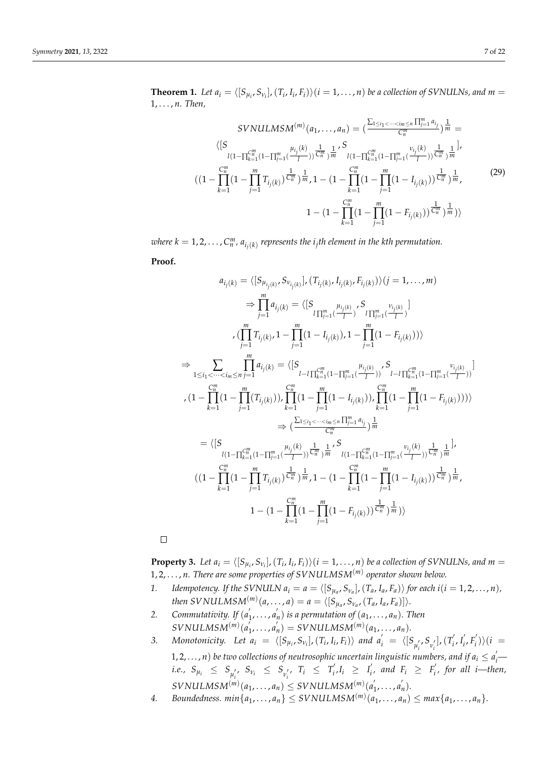**Theorem 1.** *Let $a_i = \langle [S_{\mu_i}, S_{\nu_i}], (T_i, I_i, F_i)\rangle (i = 1, \ldots, n)$ be a collection of SVNULNs, and $m = 1, \ldots, n$. Then,*

$$
\begin{aligned}
&SVNULMSM^{(m)}(a_1, \ldots, a_n) = \left(\frac{\sum_{1 \le i_1 < \cdots < i_m \le n} \prod_{j=1}^{m} a_{i_j}}{C_n^m}\right)^{\frac{1}{m}} = \\
&\langle [S_{l(1-\prod_{k=1}^{C_n^m}(1-\prod_{j=1}^{m}(\frac{\mu_{i_j}(k)}{l}))^{\frac{1}{C_n^m}})^{\frac{1}{m}}}, S_{l(1-\prod_{k=1}^{C_n^m}(1-\prod_{j=1}^{m}(\frac{\nu_{i_j}(k)}{l}))^{\frac{1}{C_n^m}})^{\frac{1}{m}}}], \\
&((1-\prod_{k=1}^{C_n^m}(1-\prod_{j=1}^{m} T_{i_j(k)})^{\frac{1}{C_n^m}})^{\frac{1}{m}}, 1-(1-\prod_{k=1}^{C_n^m}(1-\prod_{j=1}^{m}(1-I_{i_j(k)}))^{\frac{1}{C_n^m}})^{\frac{1}{m}}, \\
&1-(1-\prod_{k=1}^{C_n^m}(1-\prod_{j=1}^{m}(1-F_{i_j(k)}))^{\frac{1}{C_n^m}})^{\frac{1}{m}})\rangle
\end{aligned}
\tag{29}
$$

*where $k = 1, 2, \ldots, C_n^m$, $a_{i_j(k)}$ represents the $i_j$th element in the $k$th permutation.*

**Proof.**

$$
\begin{aligned}
&a_{i_j(k)} = \langle [S_{\mu_{i_j(k)}}, S_{\nu_{i_j(k)}}], (T_{i_j(k)}, I_{i_j(k)}, F_{i_j(k)})\rangle (j = 1, \ldots, m) \\
&\Rightarrow \prod_{j=1}^{m} a_{i_j(k)} = \langle [S_{l\prod_{j=1}^{m}(\frac{\mu_{i_j(k)}}{l})}, S_{l\prod_{j=1}^{m}(\frac{\nu_{i_j(k)}}{l})}] \\
&, (\prod_{j=1}^{m} T_{i_j(k)}, 1-\prod_{j=1}^{m}(1-I_{i_j(k)}), 1-\prod_{j=1}^{m}(1-F_{i_j(k)}))\rangle \\
&\Rightarrow \sum_{1 \le i_1 < \cdots < i_m \le n} \prod_{j=1}^{m} a_{i_j(k)} = \langle [S_{l-l\prod_{k=1}^{C_n^m}(1-\prod_{j=1}^{m}(\frac{\mu_{i_j(k)}}{l}))}, S_{l-l\prod_{k=1}^{C_n^m}(1-\prod_{j=1}^{m}(\frac{\nu_{i_j(k)}}{l}))}] \\
&, (1-\prod_{k=1}^{C_n^m}(1-\prod_{j=1}^{m}(T_{i_j(k)})), \prod_{k=1}^{C_n^m}(1-\prod_{j=1}^{m}(1-I_{i_j(k)})), \prod_{k=1}^{C_n^m}(1-\prod_{j=1}^{m}(1-F_{i_j(k)})))\rangle \\
&\Rightarrow \left(\frac{\sum_{1 \le i_1 < \cdots < i_m \le n} \prod_{j=1}^{m} a_{i_j}}{C_n^m}\right)^{\frac{1}{m}} \\
&= \langle [S_{l(1-\prod_{k=1}^{C_n^m}(1-\prod_{j=1}^{m}(\frac{\mu_{i_j}(k)}{l}))^{\frac{1}{C_n^m}})^{\frac{1}{m}}}, S_{l(1-\prod_{k=1}^{C_n^m}(1-\prod_{j=1}^{m}(\frac{\nu_{i_j}(k)}{l}))^{\frac{1}{C_n^m}})^{\frac{1}{m}}}], \\
&((1-\prod_{k=1}^{C_n^m}(1-\prod_{j=1}^{m} T_{i_j(k)})^{\frac{1}{C_n^m}})^{\frac{1}{m}}, 1-(1-\prod_{k=1}^{C_n^m}(1-\prod_{j=1}^{m}(1-I_{i_j(k)}))^{\frac{1}{C_n^m}})^{\frac{1}{m}}, \\
&1-(1-\prod_{k=1}^{C_n^m}(1-\prod_{j=1}^{m}(1-F_{i_j(k)}))^{\frac{1}{C_n^m}})^{\frac{1}{m}})\rangle
\end{aligned}
$$

□

**Property 3.** *Let $a_i = \langle [S_{\mu_i}, S_{\nu_i}], (T_i, I_i, F_i)\rangle (i = 1, \ldots, n)$ be a collection of SVNULNs, and $m = 1, 2, \ldots, n$. There are some properties of $SVNULMSM^{(m)}$ operator shown below.*

1. *Idempotency. If the SVNULN $a_i = a = \langle [S_{\mu_a}, S_{\nu_a}], (T_a, I_a, F_a)\rangle$ for each $i (i = 1, 2, \ldots, n)$, then $SVNULMSM^{(m)}(a, \ldots, a) = a = \langle [S_{\mu_a}, S_{\nu_a}, (T_a, I_a, F_a)]\rangle$.*
2. *Commutativity. If $(a_1', \ldots, a_n')$ is a permutation of $(a_1, \ldots, a_n)$. Then $SVNULMSM^{(m)}(a_1', \ldots, a_n') = SVNULMSM^{(m)}(a_1, \ldots, a_n)$.*
3. *Monotonicity. Let $a_i = \langle [S_{\mu_i}, S_{\nu_i}], (T_i, I_i, F_i)\rangle$ and $a_i' = \langle [S_{\mu_i'}, S_{\nu_i'}], (T_i', I_i', F_i')\rangle (i = 1, 2, \ldots, n)$ be two collections of neutrosophic uncertain linguistic numbers, and if $a_i \le a_i'$—i.e., $S_{\mu_i} \le S_{\mu_i'}$, $S_{\nu_i} \le S_{\nu_i'}$, $T_i \le T_i'$, $I_i \ge I_i'$, and $F_i \ge F_i'$, for all $i$—then, $SVNULMSM^{(m)}(a_1, \ldots, a_n) \le SVNULMSM^{(m)}(a_1', \ldots, a_n')$.*
4. *Boundedness. $min\{a_1, \ldots, a_n\} \le SVNULMSM^{(m)}(a_1, \ldots, a_n) \le max\{a_1, \ldots, a_n\}$.*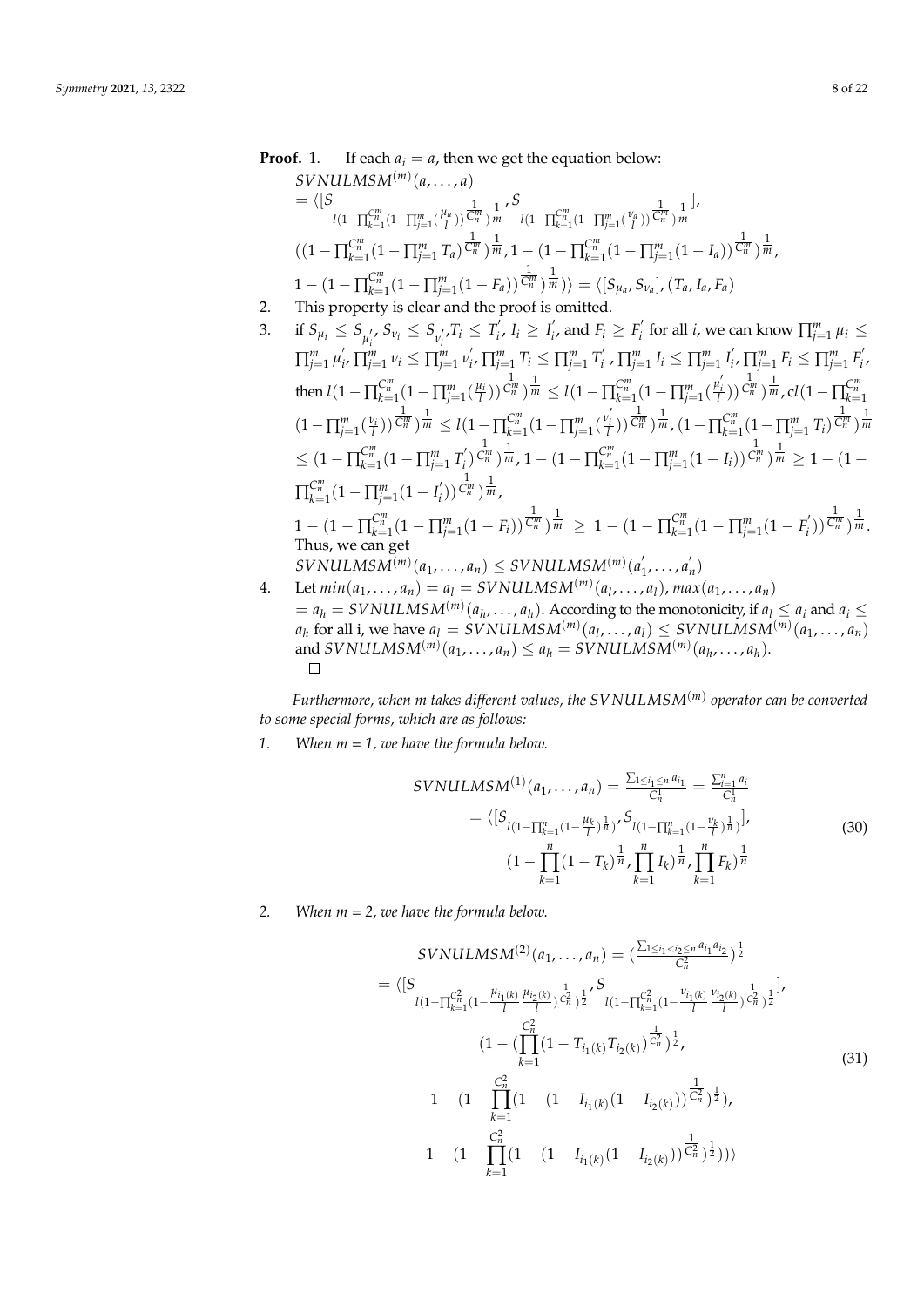**Proof.** 1. If each $a_i = a$, then we get the equation below:

$SVNULMSM^{(m)}(a,\ldots,a)$
$= \langle [S_{l(1-\prod_{k=1}^{C_n^m}(1-\prod_{j=1}^{m}(\frac{\mu_a}{l}))^{\frac{1}{C_n^m}})^{\frac{1}{m}}}, S_{l(1-\prod_{k=1}^{C_n^m}(1-\prod_{j=1}^{m}(\frac{\nu_a}{l}))^{\frac{1}{C_n^m}})^{\frac{1}{m}}}],$
$((1-\prod_{k=1}^{C_n^m}(1-\prod_{j=1}^{m} T_a)^{\frac{1}{C_n^m}})^{\frac{1}{m}}, 1-(1-\prod_{k=1}^{C_n^m}(1-\prod_{j=1}^{m}(1-I_a))^{\frac{1}{C_n^m}})^{\frac{1}{m}},$
$1-(1-\prod_{k=1}^{C_n^m}(1-\prod_{j=1}^{m}(1-F_a))^{\frac{1}{C_n^m}})^{\frac{1}{m}})\rangle = \langle [S_{\mu_a}, S_{\nu_a}], (T_a, I_a, F_a)$

2. This property is clear and the proof is omitted.

3. if $S_{\mu_i} \le S_{\mu_i'}, S_{\nu_i} \le S_{\nu_i'}, T_i \le T_i', I_i \ge I_i'$, and $F_i \ge F_i'$ for all $i$, we can know $\prod_{j=1}^{m}\mu_i \le \prod_{j=1}^{m}\mu_i', \prod_{j=1}^{m}\nu_i \le \prod_{j=1}^{m}\nu_i', \prod_{j=1}^{m}T_i \le \prod_{j=1}^{m}T_i', \prod_{j=1}^{m}I_i \le \prod_{j=1}^{m}I_i', \prod_{j=1}^{m}F_i \le \prod_{j=1}^{m}F_i'$, then $l(1-\prod_{k=1}^{C_n^m}(1-\prod_{j=1}^{m}(\frac{\mu_i}{l}))^{\frac{1}{C_n^m}})^{\frac{1}{m}} \le l(1-\prod_{k=1}^{C_n^m}(1-\prod_{j=1}^{m}(\frac{\mu_i'}{l}))^{\frac{1}{C_n^m}})^{\frac{1}{m}}, cl(1-\prod_{k=1}^{C_n^m}(1-\prod_{j=1}^{m}(\frac{\nu_i}{l}))^{\frac{1}{C_n^m}})^{\frac{1}{m}} \le l(1-\prod_{k=1}^{C_n^m}(1-\prod_{j=1}^{m}(\frac{\nu_i'}{l}))^{\frac{1}{C_n^m}})^{\frac{1}{m}}, (1-\prod_{k=1}^{C_n^m}(1-\prod_{j=1}^{m}T_i)^{\frac{1}{C_n^m}})^{\frac{1}{m}} \le (1-\prod_{k=1}^{C_n^m}(1-\prod_{j=1}^{m}T_i')^{\frac{1}{C_n^m}})^{\frac{1}{m}}, 1-(1-\prod_{k=1}^{C_n^m}(1-\prod_{j=1}^{m}(1-I_i))^{\frac{1}{C_n^m}})^{\frac{1}{m}} \ge 1-(1-\prod_{k=1}^{C_n^m}(1-\prod_{j=1}^{m}(1-I_i'))^{\frac{1}{C_n^m}})^{\frac{1}{m}},$
$1-(1-\prod_{k=1}^{C_n^m}(1-\prod_{j=1}^{m}(1-F_i))^{\frac{1}{C_n^m}})^{\frac{1}{m}} \ge 1-(1-\prod_{k=1}^{C_n^m}(1-\prod_{j=1}^{m}(1-F_i'))^{\frac{1}{C_n^m}})^{\frac{1}{m}}$.
Thus, we can get
$SVNULMSM^{(m)}(a_1,\ldots,a_n) \le SVNULMSM^{(m)}(a_1',\ldots,a_n')$

4. Let $min(a_1,\ldots,a_n) = a_l = SVNULMSM^{(m)}(a_l,\ldots,a_l), max(a_1,\ldots,a_n) = a_h = SVNULMSM^{(m)}(a_h,\ldots,a_h)$. According to the monotonicity, if $a_l \le a_i$ and $a_i \le a_h$ for all i, we have $a_l = SVNULMSM^{(m)}(a_l,\ldots,a_l) \le SVNULMSM^{(m)}(a_1,\ldots,a_n)$ and $SVNULMSM^{(m)}(a_1,\ldots,a_n) \le a_h = SVNULMSM^{(m)}(a_h,\ldots,a_h)$.

□

*Furthermore, when m takes different values, the $SVNULMSM^{(m)}$ operator can be converted to some special forms, which are as follows:*

1. *When m = 1, we have the formula below.*

$$
\begin{aligned}
SVNULMSM^{(1)}(a_1,\ldots,a_n) &= \frac{\sum_{1\le i_1\le n} a_{i_1}}{C_n^1} = \frac{\sum_{i=1}^{n} a_i}{C_n^1} \\
&= \langle [S_{l(1-\prod_{k=1}^{n}(1-\frac{\mu_k}{l})^{\frac{1}{n}})}, S_{l(1-\prod_{k=1}^{n}(1-\frac{\nu_k}{l})^{\frac{1}{n}})}], \\
&\quad (1-\prod_{k=1}^{n}(1-T_k)^{\frac{1}{n}}, \prod_{k=1}^{n} I_k)^{\frac{1}{n}}, \prod_{k=1}^{n} F_k)^{\frac{1}{n}}
\end{aligned}
\tag{30}
$$

2. *When m = 2, we have the formula below.*

$$
\begin{aligned}
&SVNULMSM^{(2)}(a_1,\ldots,a_n) = \left(\frac{\sum_{1\le i_1<i_2\le n} a_{i_1}a_{i_2}}{C_n^2}\right)^{\frac{1}{2}} \\
&= \langle [S_{l(1-\prod_{k=1}^{C_n^2}(1-\frac{\mu_{i_1(k)}}{l}\frac{\mu_{i_2(k)}}{l})^{\frac{1}{C_n^2}})^{\frac{1}{2}}}, S_{l(1-\prod_{k=1}^{C_n^2}(1-\frac{\nu_{i_1(k)}}{l}\frac{\nu_{i_2(k)}}{l})^{\frac{1}{C_n^2}})^{\frac{1}{2}}}], \\
&\quad (1-(\prod_{k=1}^{C_n^2}(1-T_{i_1(k)}T_{i_2(k)})^{\frac{1}{C_n^2}})^{\frac{1}{2}}, \\
&\quad 1-(1-\prod_{k=1}^{C_n^2}(1-(1-I_{i_1(k)}(1-I_{i_2(k)}))^{\frac{1}{C_n^2}})^{\frac{1}{2}}), \\
&\quad 1-(1-\prod_{k=1}^{C_n^2}(1-(1-I_{i_1(k)}(1-I_{i_2(k)}))^{\frac{1}{C_n^2}})^{\frac{1}{2}}))\rangle
\end{aligned}
\tag{31}
$$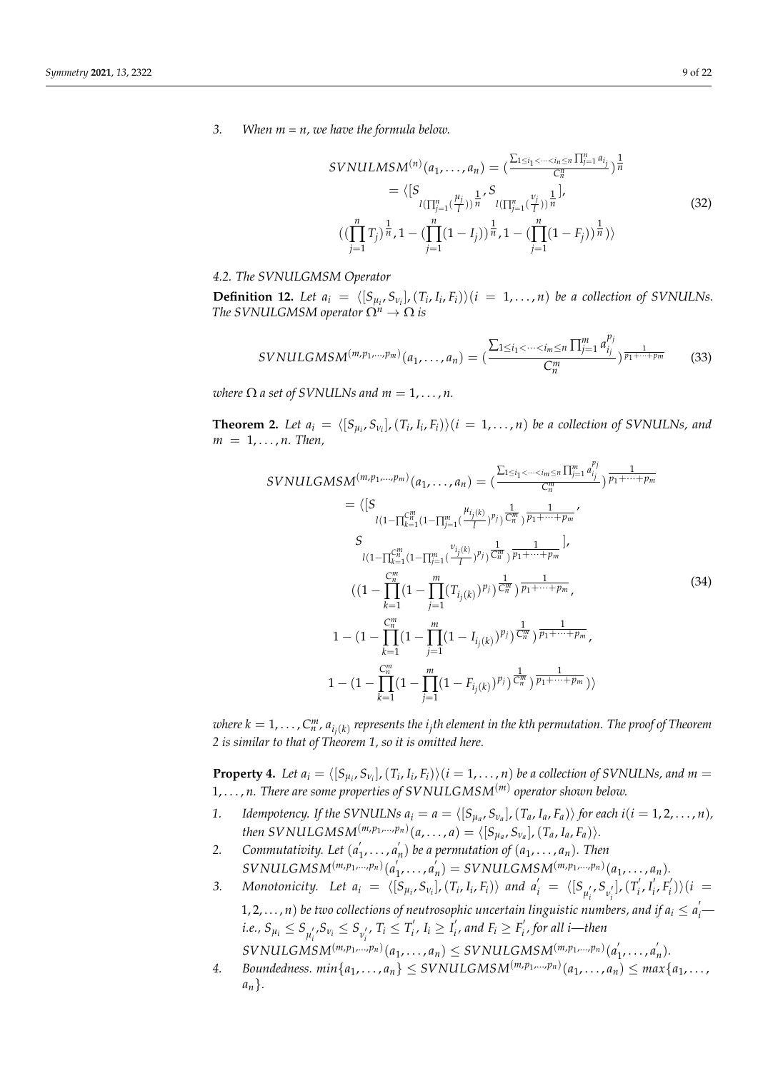3. *When m = n, we have the formula below.*

$$
\begin{aligned}
SVNULMSM^{(n)}(a_1, \ldots, a_n) &= \left(\frac{\sum_{1 \le i_1 < \cdots < i_n \le n} \prod_{j=1}^{n} a_{i_j}}{C_n^n}\right)^{\frac{1}{n}} \\
&= \langle [S_{l(\prod_{j=1}^{n}(\frac{\mu_j}{l}))^{\frac{1}{n}}}, S_{l(\prod_{j=1}^{n}(\frac{\nu_j}{l}))^{\frac{1}{n}}}], \\
&((\prod_{j=1}^{n} T_j)^{\frac{1}{n}}, 1-(\prod_{j=1}^{n}(1-I_j))^{\frac{1}{n}}, 1-(\prod_{j=1}^{n}(1-F_j))^{\frac{1}{n}})\rangle
\end{aligned}
\tag{32}
$$

### 4.2. The SVNULGMSM Operator

**Definition 12.** *Let $a_i = \langle [S_{\mu_i}, S_{\nu_i}], (T_i, I_i, F_i)\rangle (i = 1, \ldots, n)$ be a collection of SVNULNs. The SVNULGMSM operator $\Omega^n \to \Omega$ is*

$$
SVNULGMSM^{(m,p_1,\ldots,p_m)}(a_1, \ldots, a_n) = \left(\frac{\sum_{1 \le i_1 < \cdots < i_m \le n} \prod_{j=1}^{m} a_{i_j}^{p_j}}{C_n^m}\right)^{\frac{1}{p_1+\cdots+p_m}}
\tag{33}
$$

*where $\Omega$ a set of SVNULNs and $m = 1, \ldots, n$.*

**Theorem 2.** *Let $a_i = \langle [S_{\mu_i}, S_{\nu_i}], (T_i, I_i, F_i)\rangle (i = 1, \ldots, n)$ be a collection of SVNULNs, and $m = 1, \ldots, n$. Then,*

$$
\begin{aligned}
SVNULGMSM^{(m,p_1,\ldots,p_m)}(a_1, \ldots, a_n) &= \left(\frac{\sum_{1 \le i_1 < \cdots < i_m \le n} \prod_{j=1}^{m} a_{i_j}^{p_j}}{C_n^m}\right)^{\frac{1}{p_1+\cdots+p_m}} \\
&= \langle [S_{l(1-\prod_{k=1}^{C_n^m}(1-\prod_{j=1}^{m}(\frac{\mu_{i_j(k)}}{l})^{p_j})^{\frac{1}{C_n^m}})^{\frac{1}{p_1+\cdots+p_m}}}, \\
&S_{l(1-\prod_{k=1}^{C_n^m}(1-\prod_{j=1}^{m}(\frac{\nu_{i_j(k)}}{l})^{p_j})^{\frac{1}{C_n^m}})^{\frac{1}{p_1+\cdots+p_m}}}], \\
&((1-\prod_{k=1}^{C_n^m}(1-\prod_{j=1}^{m}(T_{i_j(k)})^{p_j})^{\frac{1}{C_n^m}})^{\frac{1}{p_1+\cdots+p_m}}, \\
1-&(1-\prod_{k=1}^{C_n^m}(1-\prod_{j=1}^{m}(1-I_{i_j(k)})^{p_j})^{\frac{1}{C_n^m}})^{\frac{1}{p_1+\cdots+p_m}}, \\
1-&(1-\prod_{k=1}^{C_n^m}(1-\prod_{j=1}^{m}(1-F_{i_j(k)})^{p_j})^{\frac{1}{C_n^m}})^{\frac{1}{p_1+\cdots+p_m}})\rangle
\end{aligned}
\tag{34}
$$

*where $k = 1, \ldots, C_n^m$, $a_{i_j(k)}$ represents the $i_j$th element in the kth permutation. The proof of Theorem 2 is similar to that of Theorem 1, so it is omitted here.*

**Property 4.** *Let $a_i = \langle [S_{\mu_i}, S_{\nu_i}], (T_i, I_i, F_i)\rangle (i = 1, \ldots, n)$ be a collection of SVNULNs, and $m = 1, \ldots, n$. There are some properties of $SVNULGMSM^{(m)}$ operator shown below.*

1. *Idempotency. If the SVNULNs $a_i = a = \langle [S_{\mu_a}, S_{\nu_a}], (T_a, I_a, F_a)\rangle$ for each $i(i = 1, 2, \ldots, n)$, then $SVNULGMSM^{(m,p_1,\ldots,p_n)}(a, \ldots, a) = \langle [S_{\mu_a}, S_{\nu_a}], (T_a, I_a, F_a)\rangle$.*
2. *Commutativity. Let $(a_1^{'}, \ldots, a_n^{'})$ be a permutation of $(a_1, \ldots, a_n)$. Then $SVNULGMSM^{(m,p_1,\ldots,p_n)}(a_1^{'}, \ldots, a_n^{'}) = SVNULGMSM^{(m,p_1,\ldots,p_n)}(a_1, \ldots, a_n)$.*
3. *Monotonicity. Let $a_i = \langle [S_{\mu_i}, S_{\nu_i}], (T_i, I_i, F_i)\rangle$ and $a_i^{'} = \langle [S_{\mu_i^{'}}, S_{\nu_i^{'}}], (T_i^{'}, I_i^{'}, F_i^{'})\rangle (i = 1, 2, \ldots, n)$ be two collections of neutrosophic uncertain linguistic numbers, and if $a_i \le a_i^{'}$—i.e., $S_{\mu_i} \le S_{\mu_i^{'}}, S_{\nu_i} \le S_{\nu_i^{'}}$, $T_i \le T_i^{'}$, $I_i \ge I_i^{'}$, and $F_i \ge F_i^{'}$, for all i—then $SVNULGMSM^{(m,p_1,\ldots,p_n)}(a_1, \ldots, a_n) \le SVNULGMSM^{(m,p_1,\ldots,p_n)}(a_1^{'}, \ldots, a_n^{'})$.*
4. *Boundedness. $min\{a_1, \ldots, a_n\} \le SVNULGMSM^{(m,p_1,\ldots,p_n)}(a_1, \ldots, a_n) \le max\{a_1, \ldots, a_n\}$.*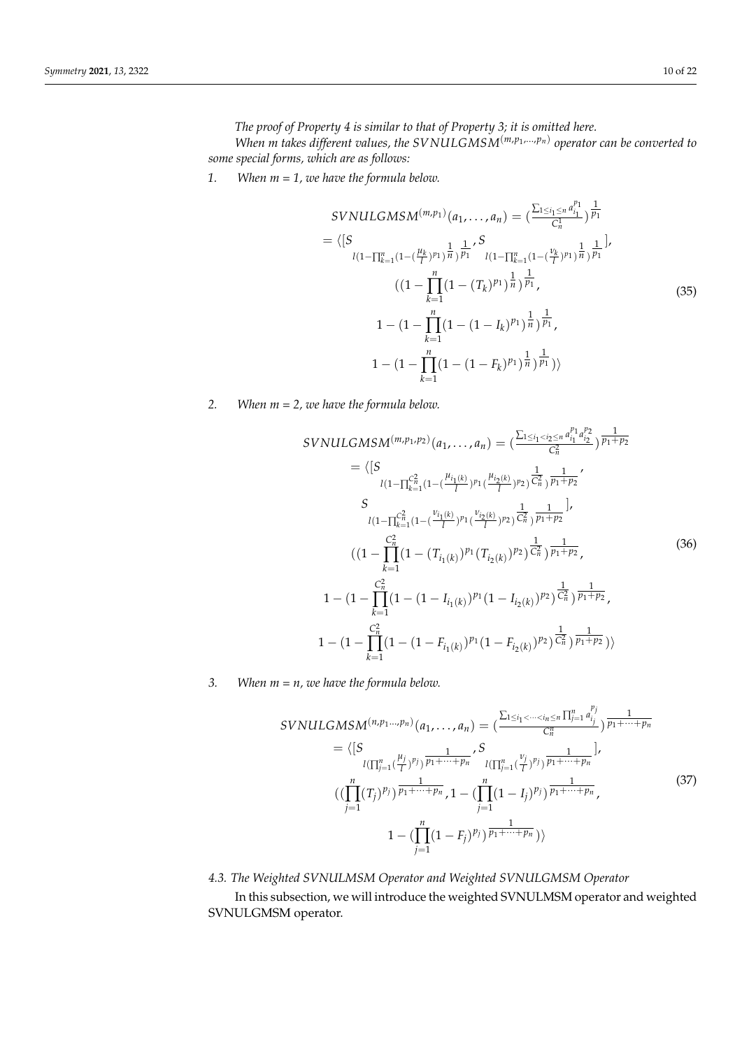*The proof of Property 4 is similar to that of Property 3; it is omitted here.*

*When m takes different values, the $SVNULGMSM^{(m,p_1,\ldots,p_n)}$ operator can be converted to some special forms, which are as follows:*

1. *When m = 1, we have the formula below.*

$$
\begin{aligned}
&SVNULGMSM^{(m,p_1)}(a_1,\ldots,a_n) = \left(\frac{\sum_{1\le i_1\le n} a_{i_1}^{p_1}}{C_n^1}\right)^{\frac{1}{p_1}} \\
&= \langle [S_{l(1-\prod_{k=1}^{n}(1-(\frac{\mu_k}{l})^{p_1})^{\frac{1}{n}})^{\frac{1}{p_1}}}, S_{l(1-\prod_{k=1}^{n}(1-(\frac{\nu_k}{l})^{p_1})^{\frac{1}{n}})^{\frac{1}{p_1}}}], \\
&((1-\prod_{k=1}^{n}(1-(T_k)^{p_1})^{\frac{1}{n}})^{\frac{1}{p_1}}, \\
&1-(1-\prod_{k=1}^{n}(1-(1-I_k)^{p_1})^{\frac{1}{n}})^{\frac{1}{p_1}}, \\
&1-(1-\prod_{k=1}^{n}(1-(1-F_k)^{p_1})^{\frac{1}{n}})^{\frac{1}{p_1}})\rangle
\end{aligned} \tag{35}
$$

2. *When m = 2, we have the formula below.*

$$
\begin{aligned}
&SVNULGMSM^{(m,p_1,p_2)}(a_1,\ldots,a_n) = \left(\frac{\sum_{1\le i_1< i_2\le n} a_{i_1}^{p_1}a_{i_2}^{p_2}}{C_n^2}\right)^{\frac{1}{p_1+p_2}} \\
&= \langle [S_{l(1-\prod_{k=1}^{C_n^2}(1-(\frac{\mu_{i_1(k)}}{l})^{p_1}(\frac{\mu_{i_2(k)}}{l})^{p_2})^{\frac{1}{C_n^2}})^{\frac{1}{p_1+p_2}}}, \\
&S_{l(1-\prod_{k=1}^{C_n^2}(1-(\frac{\nu_{i_1(k)}}{l})^{p_1}(\frac{\nu_{i_2(k)}}{l})^{p_2})^{\frac{1}{C_n^2}})^{\frac{1}{p_1+p_2}}}], \\
&((1-\prod_{k=1}^{C_n^2}(1-(T_{i_1(k)})^{p_1}(T_{i_2(k)})^{p_2})^{\frac{1}{C_n^2}})^{\frac{1}{p_1+p_2}}, \\
&1-(1-\prod_{k=1}^{C_n^2}(1-(1-I_{i_1(k)})^{p_1}(1-I_{i_2(k)})^{p_2})^{\frac{1}{C_n^2}})^{\frac{1}{p_1+p_2}}, \\
&1-(1-\prod_{k=1}^{C_n^2}(1-(1-F_{i_1(k)})^{p_1}(1-F_{i_2(k)})^{p_2})^{\frac{1}{C_n^2}})^{\frac{1}{p_1+p_2}})\rangle
\end{aligned} \tag{36}
$$

3. *When m = n, we have the formula below.*

$$
\begin{aligned}
&SVNULGMSM^{(n,p_1\ldots,p_n)}(a_1,\ldots,a_n) = \left(\frac{\sum_{1\le i_1<\cdots< i_n\le n} \prod_{j=1}^{n} a_{i_j}^{p_j}}{C_n^n}\right)^{\frac{1}{p_1+\cdots+p_n}} \\
&= \langle [S_{l(\prod_{j=1}^{n}(\frac{\mu_j}{l})^{p_j})^{\frac{1}{p_1+\cdots+p_n}}}, S_{l(\prod_{j=1}^{n}(\frac{\nu_j}{l})^{p_j})^{\frac{1}{p_1+\cdots+p_n}}}], \\
&((\prod_{j=1}^{n}(T_j)^{p_j})^{\frac{1}{p_1+\cdots+p_n}}, 1-(\prod_{j=1}^{n}(1-I_j)^{p_j})^{\frac{1}{p_1+\cdots+p_n}}, \\
&1-(\prod_{j=1}^{n}(1-F_j)^{p_j})^{\frac{1}{p_1+\cdots+p_n}})\rangle
\end{aligned} \tag{37}
$$

### 4.3. The Weighted SVNULMSM Operator and Weighted SVNULGMSM Operator

In this subsection, we will introduce the weighted SVNULMSM operator and weighted SVNULGMSM operator.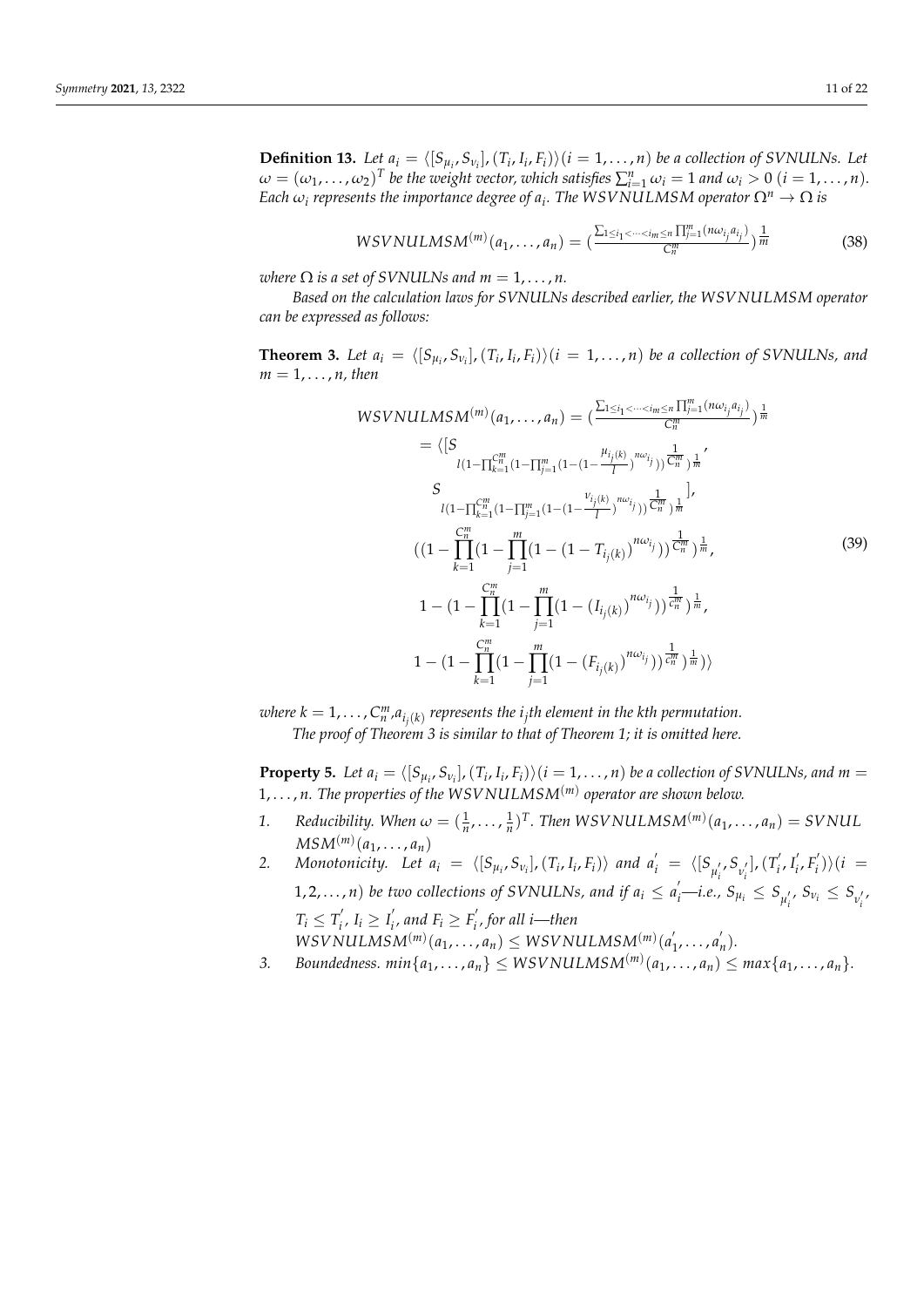**Definition 13.** *Let $a_i = \langle [S_{\mu_i}, S_{\nu_i}], (T_i, I_i, F_i) \rangle (i = 1, \ldots, n)$ be a collection of SVNULNs. Let $\omega = (\omega_1, \ldots, \omega_2)^T$ be the weight vector, which satisfies $\sum_{i=1}^{n} \omega_i = 1$ and $\omega_i > 0$ $(i = 1, \ldots, n)$. Each $\omega_i$ represents the importance degree of $a_i$. The WSVNULMSM operator $\Omega^n \rightarrow \Omega$ is*

$$WSVNULMSM^{(m)}(a_1, \ldots, a_n) = \left(\frac{\sum_{1 \le i_1 < \cdots < i_m \le n} \prod_{j=1}^{m} (n\omega_{i_j} a_{i_j})}{C_n^m}\right)^{\frac{1}{m}} \tag{38}$$

*where $\Omega$ is a set of SVNULNs and $m = 1, \ldots, n$.*

*Based on the calculation laws for SVNULNs described earlier, the WSVNULMSM operator can be expressed as follows:*

**Theorem 3.** *Let $a_i = \langle [S_{\mu_i}, S_{\nu_i}], (T_i, I_i, F_i) \rangle (i = 1, \ldots, n)$ be a collection of SVNULNs, and $m = 1, \ldots, n$, then*

$$\begin{aligned}
WSVNULMSM^{(m)}(a_1, \ldots, a_n) &= \left(\frac{\sum_{1 \le i_1 < \cdots < i_m \le n} \prod_{j=1}^{m} (n\omega_{i_j} a_{i_j})}{C_n^m}\right)^{\frac{1}{m}} \\
&= \langle [S_{l(1-\prod_{k=1}^{C_n^m}(1-\prod_{j=1}^{m}(1-(1-\frac{\mu_{i_j(k)}}{l})^{n\omega_{i_j}}))^{\frac{1}{C_n^m}})^{\frac{1}{m}}}, \\
&\quad S_{l(1-\prod_{k=1}^{C_n^m}(1-\prod_{j=1}^{m}(1-(1-\frac{\nu_{i_j(k)}}{l})^{n\omega_{i_j}}))^{\frac{1}{C_n^m}})^{\frac{1}{m}}}], \\
&\quad ((1-\prod_{k=1}^{C_n^m}(1-\prod_{j=1}^{m}(1-(1-T_{i_j(k)})^{n\omega_{i_j}}))^{\frac{1}{C_n^m}})^{\frac{1}{m}}, \\
&\quad 1-(1-\prod_{k=1}^{C_n^m}(1-\prod_{j=1}^{m}(1-(I_{i_j(k)})^{n\omega_{i_j}}))^{\frac{1}{C_n^m}})^{\frac{1}{m}}, \\
&\quad 1-(1-\prod_{k=1}^{C_n^m}(1-\prod_{j=1}^{m}(1-(F_{i_j(k)})^{n\omega_{i_j}}))^{\frac{1}{C_n^m}})^{\frac{1}{m}}) \rangle
\end{aligned} \tag{39}$$

*where $k = 1, \ldots, C_n^m$, $a_{i_j(k)}$ represents the $i_j$th element in the kth permutation.*

*The proof of Theorem 3 is similar to that of Theorem 1; it is omitted here.*

**Property 5.** *Let $a_i = \langle [S_{\mu_i}, S_{\nu_i}], (T_i, I_i, F_i) \rangle (i = 1, \ldots, n)$ be a collection of SVNULNs, and $m = 1, \ldots, n$. The properties of the $WSVNULMSM^{(m)}$ operator are shown below.*

1. *Reducibility. When $\omega = (\frac{1}{n}, \ldots, \frac{1}{n})^T$. Then $WSVNULMSM^{(m)}(a_1, \ldots, a_n) = SVNULMSM^{(m)}(a_1, \ldots, a_n)$*
2. *Monotonicity. Let $a_i = \langle [S_{\mu_i}, S_{\nu_i}], (T_i, I_i, F_i) \rangle$ and $a_i' = \langle [S_{\mu_i'}, S_{\nu_i'}], (T_i', I_i', F_i') \rangle (i = 1, 2, \ldots, n)$ be two collections of SVNULNs, and if $a_i \le a_i'$—i.e., $S_{\mu_i} \le S_{\mu_i'}$, $S_{\nu_i} \le S_{\nu_i'}$, $T_i \le T_i'$, $I_i \ge I_i'$, and $F_i \ge F_i'$, for all i—then $WSVNULMSM^{(m)}(a_1, \ldots, a_n) \le WSVNULMSM^{(m)}(a_1', \ldots, a_n')$.*
3. *Boundedness. $min\{a_1, \ldots, a_n\} \le WSVNULMSM^{(m)}(a_1, \ldots, a_n) \le max\{a_1, \ldots, a_n\}$.*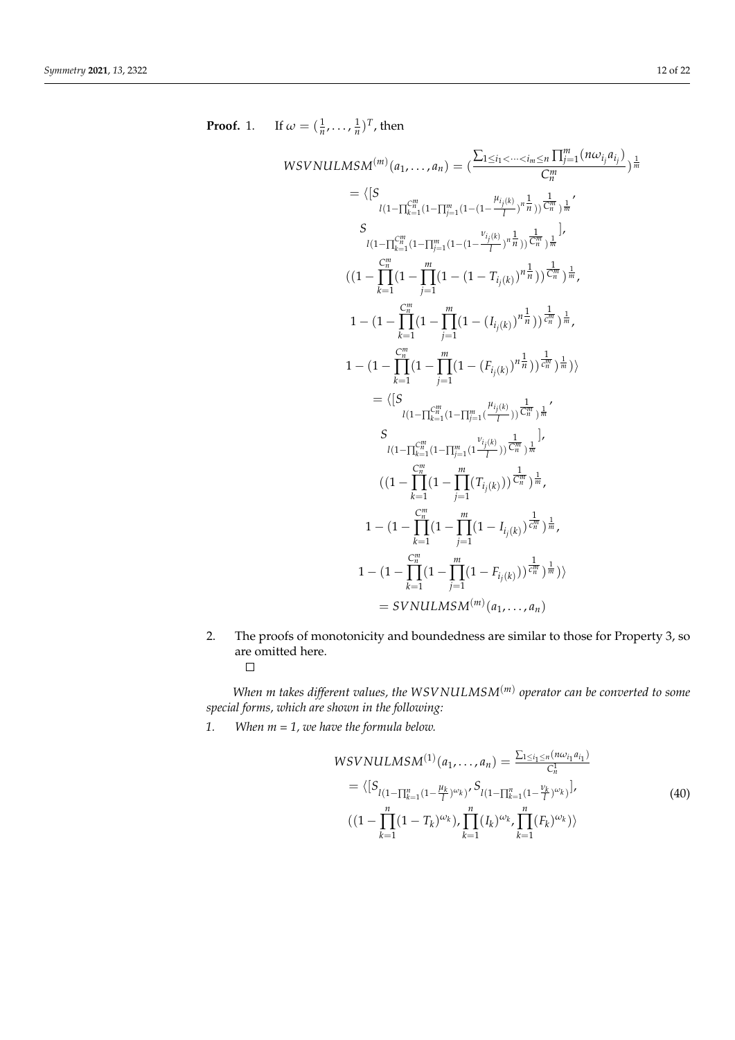**Proof.** 1. If $\omega = (\frac{1}{n}, \ldots, \frac{1}{n})^T$, then

$$
\begin{aligned}
WSVNULMSM^{(m)}(a_1, \ldots, a_n) &= \left(\frac{\sum_{1 \le i_1 < \cdots < i_m \le n} \prod_{j=1}^{m} (n\omega_{i_j} a_{i_j})}{C_n^m}\right)^{\frac{1}{m}} \\
&= \langle [S_{l(1-\prod_{k=1}^{C_n^m}(1-\prod_{j=1}^{m}(1-(1-\frac{\mu_{i_j(k)}}{l})^{n\frac{1}{n}}))^{\frac{1}{C_n^m}})^{\frac{1}{m}}}, \\
&\quad S_{l(1-\prod_{k=1}^{C_n^m}(1-\prod_{j=1}^{m}(1-(1-\frac{\nu_{i_j(k)}}{l})^{n\frac{1}{n}}))^{\frac{1}{C_n^m}})^{\frac{1}{m}}}], \\
&\quad ((1-\prod_{k=1}^{C_n^m}(1-\prod_{j=1}^{m}(1-(1-T_{i_j(k)})^{n\frac{1}{n}}))^{\frac{1}{C_n^m}})^{\frac{1}{m}}, \\
&\quad 1-(1-\prod_{k=1}^{C_n^m}(1-\prod_{j=1}^{m}(1-(I_{i_j(k)})^{n\frac{1}{n}}))^{\frac{1}{C_n^m}})^{\frac{1}{m}}, \\
&\quad 1-(1-\prod_{k=1}^{C_n^m}(1-\prod_{j=1}^{m}(1-(F_{i_j(k)})^{n\frac{1}{n}}))^{\frac{1}{C_n^m}})^{\frac{1}{m}}) \rangle \\
&= \langle [S_{l(1-\prod_{k=1}^{C_n^m}(1-\prod_{j=1}^{m}(\frac{\mu_{i_j(k)}}{l}))^{\frac{1}{C_n^m}})^{\frac{1}{m}}}, \\
&\quad S_{l(1-\prod_{k=1}^{C_n^m}(1-\prod_{j=1}^{m}(1\frac{\nu_{i_j(k)}}{l}))^{\frac{1}{C_n^m}})^{\frac{1}{m}}}], \\
&\quad ((1-\prod_{k=1}^{C_n^m}(1-\prod_{j=1}^{m}(T_{i_j(k)}))^{\frac{1}{C_n^m}})^{\frac{1}{m}}, \\
&\quad 1-(1-\prod_{k=1}^{C_n^m}(1-\prod_{j=1}^{m}(1-I_{i_j(k)})^{\frac{1}{C_n^m}})^{\frac{1}{m}}, \\
&\quad 1-(1-\prod_{k=1}^{C_n^m}(1-\prod_{j=1}^{m}(1-F_{i_j(k)}))^{\frac{1}{C_n^m}})^{\frac{1}{m}}) \rangle \\
&= SVNULMSM^{(m)}(a_1, \ldots, a_n)
\end{aligned}
$$

2. The proofs of monotonicity and boundedness are similar to those for Property 3, so are omitted here.

□

*When m takes different values, the $WSVNULMSM^{(m)}$ operator can be converted to some special forms, which are shown in the following:*

1. *When m = 1, we have the formula below.*

$$
\begin{aligned}
WSVNULMSM^{(1)}(a_1, \ldots, a_n) &= \frac{\sum_{1 \le i_1 \le n}(n\omega_{i_1} a_{i_1})}{C_n^1} \\
&= \langle [S_{l(1-\prod_{k=1}^{n}(1-\frac{\mu_k}{l})^{\omega_k})}, S_{l(1-\prod_{k=1}^{n}(1-\frac{\nu_k}{l})^{\omega_k})}], \\
&\quad ((1-\prod_{k=1}^{n}(1-T_k)^{\omega_k}), \prod_{k=1}^{n}(I_k)^{\omega_k}, \prod_{k=1}^{n}(F_k)^{\omega_k}) \rangle
\end{aligned}
\tag{40}
$$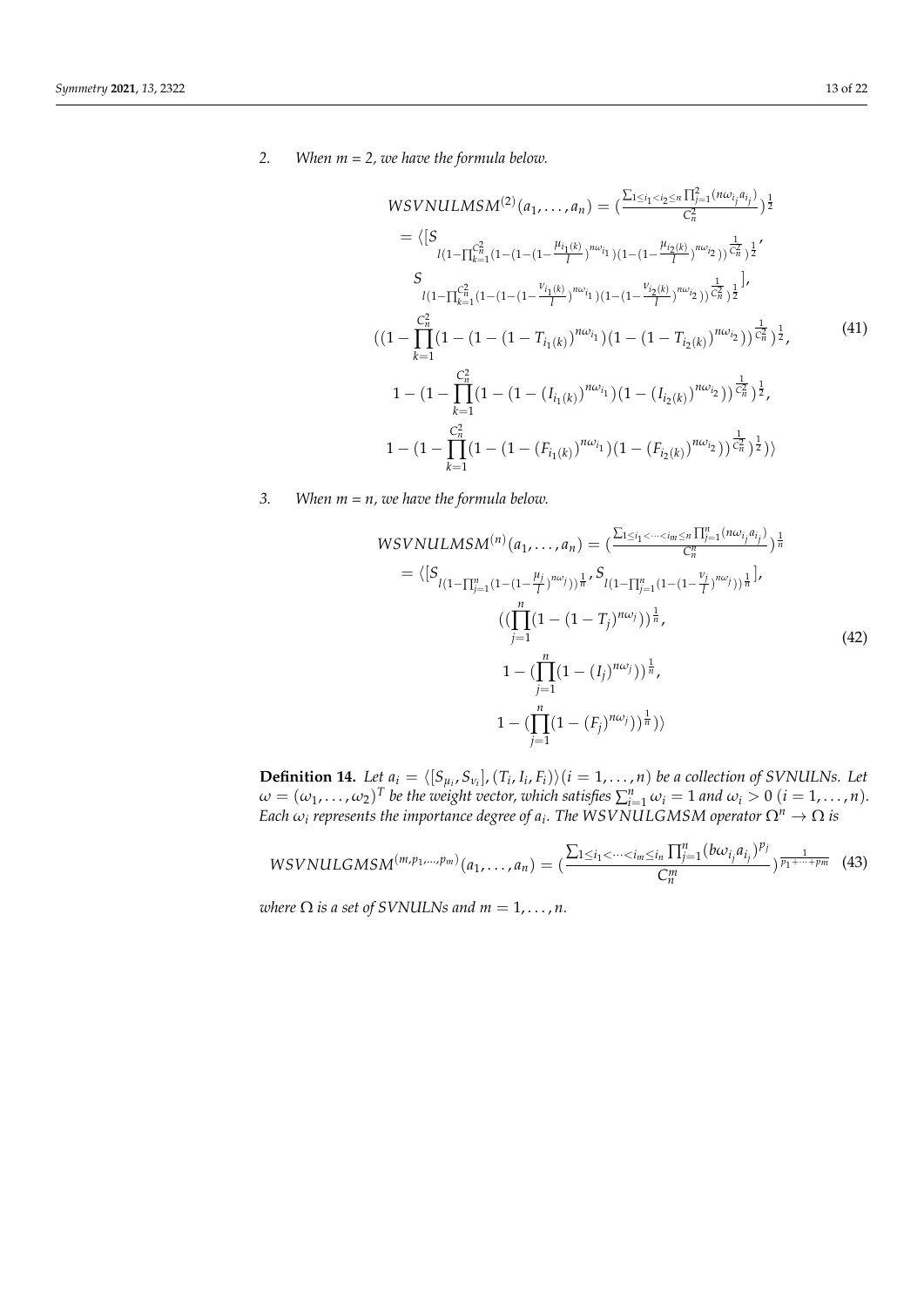2. *When m = 2, we have the formula below.*

$$
\begin{aligned}
&WSVNULMSM^{(2)}(a_1,\ldots,a_n) = \left(\frac{\sum_{1\le i_1<i_2\le n}\prod_{j=1}^{2}(n\omega_{i_j}a_{i_j})}{C_n^2}\right)^{\frac{1}{2}} \\
&= \langle [S_{l(1-\prod_{k=1}^{C_n^2}(1-(1-(1-\frac{\mu_{i_1(k)}}{l})^{n\omega_{i_1}})(1-(1-\frac{\mu_{i_2(k)}}{l})^{n\omega_{i_2}}))^{\frac{1}{C_n^2}})^{\frac{1}{2}}}, \\
&\quad S_{l(1-\prod_{k=1}^{C_n^2}(1-(1-(1-\frac{\nu_{i_1(k)}}{l})^{n\omega_{i_1}})(1-(1-\frac{\nu_{i_2(k)}}{l})^{n\omega_{i_2}}))^{\frac{1}{C_n^2}})^{\frac{1}{2}}}], \\
&((1-\prod_{k=1}^{C_n^2}(1-(1-(1-T_{i_1(k)})^{n\omega_{i_1}})(1-(1-T_{i_2(k)})^{n\omega_{i_2}}))^{\frac{1}{C_n^2}})^{\frac{1}{2}}, \\
&\quad 1-(1-\prod_{k=1}^{C_n^2}(1-(1-(I_{i_1(k)})^{n\omega_{i_1}})(1-(I_{i_2(k)})^{n\omega_{i_2}}))^{\frac{1}{C_n^2}})^{\frac{1}{2}}, \\
&\quad 1-(1-\prod_{k=1}^{C_n^2}(1-(1-(F_{i_1(k)})^{n\omega_{i_1}})(1-(F_{i_2(k)})^{n\omega_{i_2}}))^{\frac{1}{C_n^2}})^{\frac{1}{2}})\rangle
\end{aligned}
\tag{41}
$$

3. *When m = n, we have the formula below.*

$$
\begin{aligned}
&WSVNULMSM^{(n)}(a_1,\ldots,a_n) = \left(\frac{\sum_{1\le i_1<\cdots<i_m\le n}\prod_{j=1}^{n}(n\omega_{i_j}a_{i_j})}{C_n^n}\right)^{\frac{1}{n}} \\
&= \langle [S_{l(1-\prod_{j=1}^{n}(1-(1-\frac{\mu_j}{l})^{n\omega_j}))^{\frac{1}{n}}}, S_{l(1-\prod_{j=1}^{n}(1-(1-\frac{\nu_j}{l})^{n\omega_j}))^{\frac{1}{n}}}], \\
&\quad ((\prod_{j=1}^{n}(1-(1-T_j)^{n\omega_j}))^{\frac{1}{n}}, \\
&\quad 1-(\prod_{j=1}^{n}(1-(I_j)^{n\omega_j}))^{\frac{1}{n}}, \\
&\quad 1-(\prod_{j=1}^{n}(1-(F_j)^{n\omega_j}))^{\frac{1}{n}})\rangle
\end{aligned}
\tag{42}
$$

**Definition 14.** *Let $a_i = \langle [S_{\mu_i}, S_{\nu_i}], (T_i, I_i, F_i)\rangle (i = 1,\ldots,n)$ be a collection of SVNULNs. Let $\omega = (\omega_1,\ldots,\omega_2)^T$ be the weight vector, which satisfies $\sum_{i=1}^{n}\omega_i = 1$ and $\omega_i > 0$ $(i = 1,\ldots,n)$. Each $\omega_i$ represents the importance degree of $a_i$. The WSVNULGMSM operator $\Omega^n \to \Omega$ is*

$$
WSVNULGMSM^{(m,p_1,\ldots,p_m)}(a_1,\ldots,a_n) = \left(\frac{\sum_{1\le i_1<\cdots<i_m\le i_n}\prod_{j=1}^{n}(b\omega_{i_j}a_{i_j})^{p_j}}{C_n^m}\right)^{\frac{1}{p_1+\cdots+p_m}}
\tag{43}
$$

*where $\Omega$ is a set of SVNULNs and $m = 1,\ldots,n$.*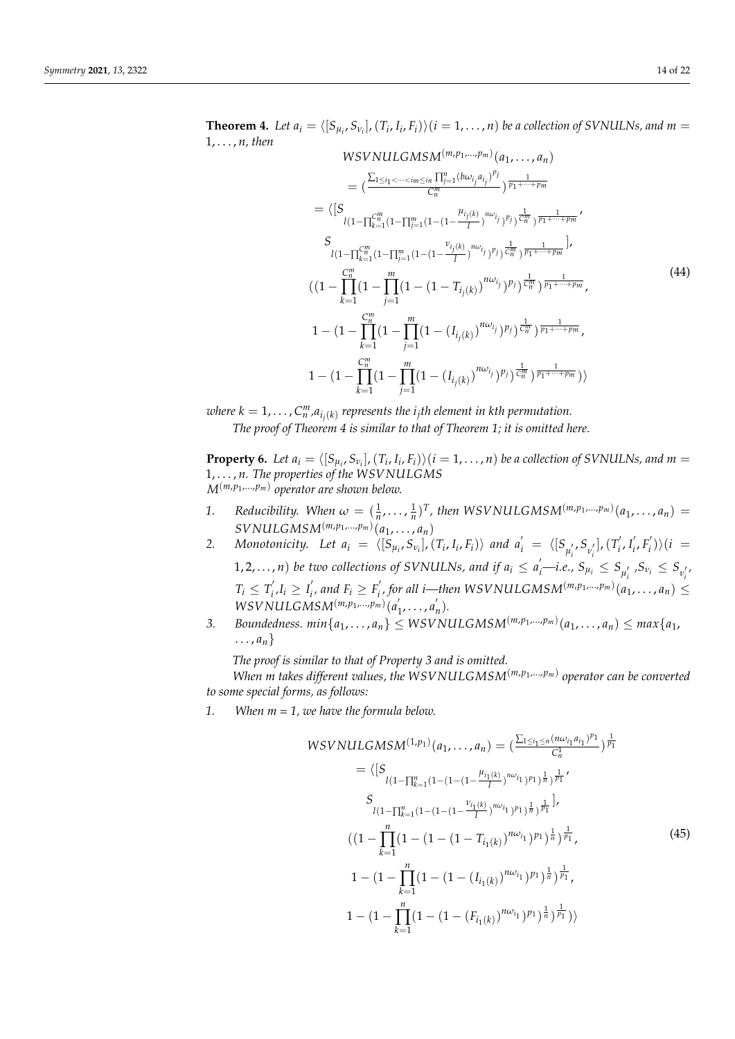**Theorem 4.** *Let $a_i = \langle [S_{\mu_i}, S_{\nu_i}], (T_i, I_i, F_i) \rangle (i = 1, \ldots, n)$ be a collection of SVNULNs, and $m = 1, \ldots, n$, then*

$$
\begin{aligned}
& WSVNULGMSM^{(m,p_1,\ldots,p_m)}(a_1, \ldots, a_n) \\
&= \Big( \frac{\sum_{1 \le i_1 < \cdots < i_m \le n} \prod_{j=1}^{n} (b\omega_{i_j} a_{i_j})^{p_j}}{C_n^m} \Big)^{\frac{1}{p_1 + \cdots + p_m}} \\
&= \langle [S_{l(1-\prod_{k=1}^{C_n^m}(1-\prod_{j=1}^{m}(1-(1-\frac{\mu_{i_j(k)}}{l})^{n\omega_{i_j}})^{p_j})^{\frac{1}{C_n^m}})^{\frac{1}{p_1+\cdots+p_m}}}, \\
& S_{l(1-\prod_{k=1}^{C_n^m}(1-\prod_{j=1}^{m}(1-(1-\frac{\nu_{i_j(k)}}{l})^{n\omega_{i_j}})^{p_j})^{\frac{1}{C_n^m}})^{\frac{1}{p_1+\cdots+p_m}}}], \\
& ((1 - \prod_{k=1}^{C_n^m}(1 - \prod_{j=1}^{m}(1 - (1 - T_{i_j(k)})^{n\omega_{i_j}})^{p_j})^{\frac{1}{C_n^m}})^{\frac{1}{p_1+\cdots+p_m}}, \\
& 1 - (1 - \prod_{k=1}^{C_n^m}(1 - \prod_{j=1}^{m}(1 - (I_{i_j(k)})^{n\omega_{i_j}})^{p_j})^{\frac{1}{C_n^m}})^{\frac{1}{p_1+\cdots+p_m}}, \\
& 1 - (1 - \prod_{k=1}^{C_n^m}(1 - \prod_{j=1}^{m}(1 - (I_{i_j(k)})^{n\omega_{i_j}})^{p_j})^{\frac{1}{C_n^m}})^{\frac{1}{p_1+\cdots+p_m}})\rangle
\end{aligned}
\tag{44}
$$

*where $k = 1, \ldots, C_n^m$, $a_{i_j(k)}$ represents the $i_j$th element in kth permutation.*

*The proof of Theorem 4 is similar to that of Theorem 1; it is omitted here.*

**Property 6.** *Let $a_i = \langle [S_{\mu_i}, S_{\nu_i}], (T_i, I_i, F_i) \rangle (i = 1, \ldots, n)$ be a collection of SVNULNs, and $m = 1, \ldots, n$. The properties of the $WSVNULGMSM^{(m,p_1,\ldots,p_m)}$ operator are shown below.*

1. *Reducibility. When $\omega = (\frac{1}{n}, \ldots, \frac{1}{n})^T$, then $WSVNULGMSM^{(m,p_1,\ldots,p_m)}(a_1, \ldots, a_n) = SVNULGMSM^{(m,p_1,\ldots,p_m)}(a_1, \ldots, a_n)$*
2. *Monotonicity. Let $a_i = \langle [S_{\mu_i}, S_{\nu_i}], (T_i, I_i, F_i) \rangle$ and $a_i' = \langle [S_{\mu_i'}, S_{\nu_i'}], (T_i', I_i', F_i') \rangle (i = 1, 2, \ldots, n)$ be two collections of SVNULNs, and if $a_i \le a_i'$—i.e., $S_{\mu_i} \le S_{\mu_i'}$, $S_{\nu_i} \le S_{\nu_i'}$, $T_i \le T_i'$, $I_i \ge I_i'$, and $F_i \ge F_i'$, for all i—then $WSVNULGMSM^{(m,p_1,\ldots,p_m)}(a_1, \ldots, a_n) \le WSVNULGMSM^{(m,p_1,\ldots,p_m)}(a_1', \ldots, a_n')$.*
3. *Boundedness. $min\{a_1, \ldots, a_n\} \le WSVNULGMSM^{(m,p_1,\ldots,p_m)}(a_1, \ldots, a_n) \le max\{a_1, \ldots, a_n\}$*

*The proof is similar to that of Property 3 and is omitted.*

*When m takes different values, the $WSVNULGMSM^{(m,p_1,\ldots,p_m)}$ operator can be converted to some special forms, as follows:*

1. *When m = 1, we have the formula below.*

$$
\begin{aligned}
& WSVNULGMSM^{(1,p_1)}(a_1, \ldots, a_n) = \Big( \frac{\sum_{1 \le i_1 \le n} (n\omega_{i_1} a_{i_1})^{p_1}}{C_n^1} \Big)^{\frac{1}{p_1}} \\
&= \langle [S_{l(1-\prod_{k=1}^{n}(1-(1-(1-\frac{\mu_{i_1(k)}}{l})^{n\omega_{i_1}})^{p_1})^{\frac{1}{n}})^{\frac{1}{p_1}}}, \\
& S_{l(1-\prod_{k=1}^{n}(1-(1-(1-\frac{\nu_{i_1(k)}}{l})^{n\omega_{i_1}})^{p_1})^{\frac{1}{n}})^{\frac{1}{p_1}}}], \\
& ((1 - \prod_{k=1}^{n}(1 - (1 - (1 - T_{i_1(k)})^{n\omega_{i_1}})^{p_1})^{\frac{1}{n}})^{\frac{1}{p_1}}, \\
& 1 - (1 - \prod_{k=1}^{n}(1 - (1 - (I_{i_1(k)})^{n\omega_{i_1}})^{p_1})^{\frac{1}{n}})^{\frac{1}{p_1}}, \\
& 1 - (1 - \prod_{k=1}^{n}(1 - (1 - (F_{i_1(k)})^{n\omega_{i_1}})^{p_1})^{\frac{1}{n}})^{\frac{1}{p_1}})\rangle
\end{aligned}
\tag{45}
$$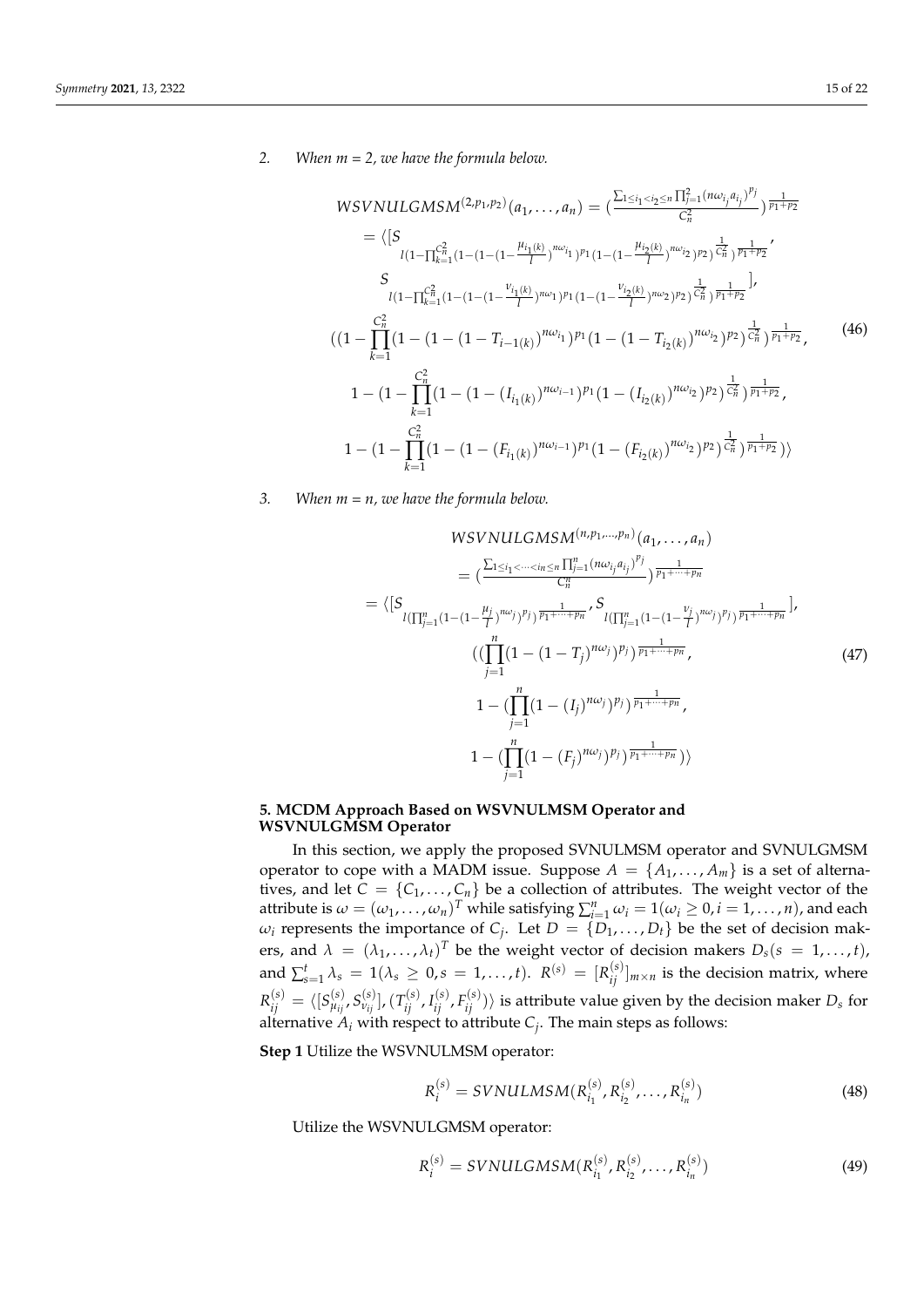2. *When m = 2, we have the formula below.*

$$
\begin{aligned}
& WSVNULGMSM^{(2,p_1,p_2)}(a_1,\ldots,a_n) = (\frac{\sum_{1\le i_1<i_2\le n}\prod_{j=1}^{2}(n\omega_{i_j}a_{i_j})^{p_j}}{C_n^2})^{\frac{1}{p_1+p_2}} \\
& = \langle [S_{l(1-\prod_{k=1}^{C_n^2}(1-(1-(1-\frac{\mu_{i_1(k)}}{l})^{n\omega_{i_1}})^{p_1}(1-(1-\frac{\mu_{i_2(k)}}{l})^{n\omega_{i_2}})^{p_2})^{\frac{1}{C_n^2}})^{\frac{1}{p_1+p_2}}}, \\
& S_{l(1-\prod_{k=1}^{C_n^2}(1-(1-(1-\frac{\nu_{i_1(k)}}{l})^{n\omega_1})^{p_1}(1-(1-\frac{\nu_{i_2(k)}}{l})^{n\omega_2})^{p_2})^{\frac{1}{C_n^2}})^{\frac{1}{p_1+p_2}}}], \\
& ((1-\prod_{k=1}^{C_n^2}(1-(1-(1-T_{i-1(k)})^{n\omega_{i_1}})^{p_1}(1-(1-T_{i_2(k)})^{n\omega_{i_2}})^{p_2})^{\frac{1}{C_n^2}})^{\frac{1}{p_1+p_2}}, \\
& 1-(1-\prod_{k=1}^{C_n^2}(1-(1-(I_{i_1(k)})^{n\omega_{i-1}})^{p_1}(1-(I_{i_2(k)})^{n\omega_{i_2}})^{p_2})^{\frac{1}{C_n^2}})^{\frac{1}{p_1+p_2}}, \\
& 1-(1-\prod_{k=1}^{C_n^2}(1-(1-(F_{i_1(k)})^{n\omega_{i-1}})^{p_1}(1-(F_{i_2(k)})^{n\omega_{i_2}})^{p_2})^{\frac{1}{C_n^2}})^{\frac{1}{p_1+p_2}})\rangle
\end{aligned}
\tag{46}
$$

3. *When m = n, we have the formula below.*

$$
\begin{aligned}
& WSVNULGMSM^{(n,p_1,\ldots,p_n)}(a_1,\ldots,a_n) \\
& = (\frac{\sum_{1\le i_1<\cdots<i_n\le n}\prod_{j=1}^{n}(n\omega_{i_j}a_{i_j})^{p_j}}{C_n^n})^{\frac{1}{p_1+\cdots+p_n}} \\
& = \langle [S_{l(\prod_{j=1}^{n}(1-(1-\frac{\mu_j}{l})^{n\omega_j})^{p_j})^{\frac{1}{p_1+\cdots+p_n}}}, S_{l(\prod_{j=1}^{n}(1-(1-\frac{\nu_j}{l})^{n\omega_j})^{p_j})^{\frac{1}{p_1+\cdots+p_n}}}], \\
& ((\prod_{j=1}^{n}(1-(1-T_j)^{n\omega_j})^{p_j})^{\frac{1}{p_1+\cdots+p_n}}, \\
& 1-(\prod_{j=1}^{n}(1-(I_j)^{n\omega_j})^{p_j})^{\frac{1}{p_1+\cdots+p_n}}, \\
& 1-(\prod_{j=1}^{n}(1-(F_j)^{n\omega_j})^{p_j})^{\frac{1}{p_1+\cdots+p_n}})\rangle
\end{aligned}
\tag{47}
$$

## 5. MCDM Approach Based on WSVNULMSM Operator and WSVNULGMSM Operator

In this section, we apply the proposed SVNULMSM operator and SVNULGMSM operator to cope with a MADM issue. Suppose $A = \{A_1, \ldots, A_m\}$ is a set of alternatives, and let $C = \{C_1, \ldots, C_n\}$ be a collection of attributes. The weight vector of the attribute is $\omega = (\omega_1, \ldots, \omega_n)^T$ while satisfying $\sum_{i=1}^{n}\omega_i = 1(\omega_i \ge 0, i = 1, \ldots, n)$, and each $\omega_i$ represents the importance of $C_j$. Let $D = \{D_1, \ldots, D_t\}$ be the set of decision makers, and $\lambda = (\lambda_1, \ldots, \lambda_t)^T$ be the weight vector of decision makers $D_s(s = 1, \ldots, t)$, and $\sum_{s=1}^{t}\lambda_s = 1(\lambda_s \ge 0, s = 1, \ldots, t)$. $R^{(s)} = [R_{ij}^{(s)}]_{m\times n}$ is the decision matrix, where $R_{ij}^{(s)} = \langle [S_{\mu_{ij}}^{(s)}, S_{\nu_{ij}}^{(s)}], (T_{ij}^{(s)}, I_{ij}^{(s)}, F_{ij}^{(s)})\rangle$ is attribute value given by the decision maker $D_s$ for alternative $A_i$ with respect to attribute $C_j$. The main steps as follows:

**Step 1** Utilize the WSVNULMSM operator:

$$
R_i^{(s)} = SVNULMSM(R_{i_1}^{(s)}, R_{i_2}^{(s)}, \ldots, R_{i_n}^{(s)}) \tag{48}
$$

Utilize the WSVNULGMSM operator:

$$
R_i^{(s)} = SVNULGMSM(R_{i_1}^{(s)}, R_{i_2}^{(s)}, \ldots, R_{i_n}^{(s)}) \tag{49}
$$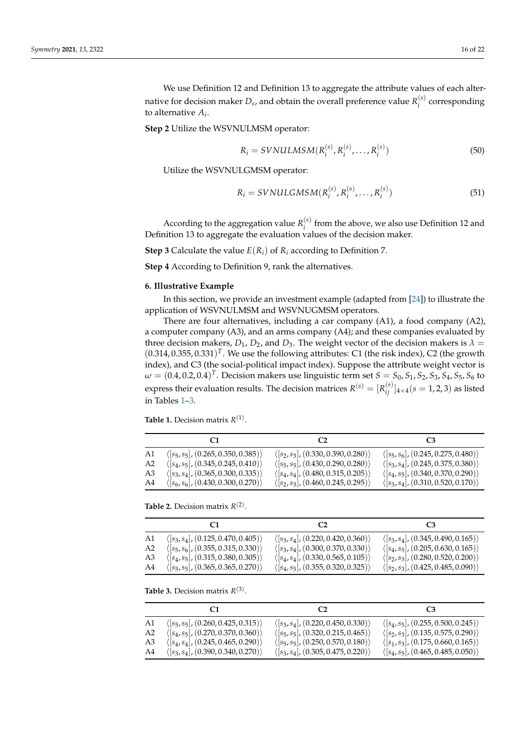We use Definition 12 and Definition 13 to aggregate the attribute values of each alternative for decision maker $D_s$, and obtain the overall preference value $R_i^{(s)}$ corresponding to alternative $A_i$.

**Step 2** Utilize the WSVNULMSM operator:

$$R_i = SVNULMSM(R_i^{(s)}, R_i^{(s)}, \ldots, R_i^{(s)}) \tag{50}$$

Utilize the WSVNULGMSM operator:

$$R_i = SVNULGMSM(R_i^{(s)}, R_i^{(s)}, \ldots, R_i^{(s)}) \tag{51}$$

According to the aggregation value $R_i^{(s)}$ from the above, we also use Definition 12 and Definition 13 to aggregate the evaluation values of the decision maker.

**Step 3** Calculate the value $E(R_i)$ of $R_i$ according to Definition 7.

**Step 4** According to Definition 9, rank the alternatives.

## 6. Illustrative Example

In this section, we provide an investment example (adapted from [24]) to illustrate the application of WSVNULMSM and WSVNUGMSM operators.

There are four alternatives, including a car company (A1), a food company (A2), a computer company (A3), and an arms company (A4); and these companies evaluated by three decision makers, $D_1$, $D_2$, and $D_3$. The weight vector of the decision makers is $\lambda = (0.314, 0.355, 0.331)^T$. We use the following attributes: C1 (the risk index), C2 (the growth index), and C3 (the social-political impact index). Suppose the attribute weight vector is $\omega = (0.4, 0.2, 0.4)^T$. Decision makers use linguistic term set $S = S_0, S_1, S_2, S_3, S_4, S_5, S_6$ to express their evaluation results. The decision matrices $R^{(s)} = [R_{ij}^{(s)}]_{4\times4} (s = 1, 2, 3)$ as listed in Tables 1–3.

**Table 1.** Decision matrix $R^{(1)}$.

| | C1 | C2 | C3 |
|---|---|---|---|
| A1 | $\langle [s_5, s_5], (0.265, 0.350, 0.385) \rangle$ | $\langle [s_2, s_3], (0.330, 0.390, 0.280) \rangle$ | $\langle [s_5, s_6], (0.245, 0.275, 0.480) \rangle$ |
| A2 | $\langle [s_4, s_5], (0.345, 0.245, 0.410) \rangle$ | $\langle [s_5, s_5], (0.430, 0.290, 0.280) \rangle$ | $\langle [s_3, s_4], (0.245, 0.375, 0.380) \rangle$ |
| A3 | $\langle [s_3, s_4], (0.365, 0.300, 0.335) \rangle$ | $\langle [s_4, s_4], (0.480, 0.315, 0.205) \rangle$ | $\langle [s_4, s_5], (0.340, 0.370, 0.290) \rangle$ |
| A4 | $\langle [s_6, s_6], (0.430, 0.300, 0.270) \rangle$ | $\langle [s_2, s_3], (0.460, 0.245, 0.295) \rangle$ | $\langle [s_3, s_4], (0.310, 0.520, 0.170) \rangle$ |

**Table 2.** Decision matrix $R^{(2)}$.

| | C1 | C2 | C3 |
|---|---|---|---|
| A1 | $\langle [s_3, s_4], (0.125, 0.470, 0.405) \rangle$ | $\langle [s_3, s_4], (0.220, 0.420, 0.360) \rangle$ | $\langle [s_3, s_4], (0.345, 0.490, 0.165) \rangle$ |
| A2 | $\langle [s_5, s_6], (0.355, 0.315, 0.330) \rangle$ | $\langle [s_3, s_4], (0.300, 0.370, 0.330) \rangle$ | $\langle [s_4, s_5], (0.205, 0.630, 0.165) \rangle$ |
| A3 | $\langle [s_4, s_5], (0.315, 0.380, 0.305) \rangle$ | $\langle [s_4, s_4], (0.330, 0.565, 0.105) \rangle$ | $\langle [s_2, s_3], (0.280, 0.520, 0.200) \rangle$ |
| A4 | $\langle [s_5, s_5], (0.365, 0.365, 0.270) \rangle$ | $\langle [s_4, s_5], (0.355, 0.320, 0.325) \rangle$ | $\langle [s_2, s_3], (0.425, 0.485, 0.090) \rangle$ |

**Table 3.** Decision matrix $R^{(3)}$.

| | C1 | C2 | C3 |
|---|---|---|---|
| A1 | $\langle [s_5, s_5], (0.260, 0.425, 0.315) \rangle$ | $\langle [s_3, s_4], (0.220, 0.450, 0.330) \rangle$ | $\langle [s_4, s_5], (0.255, 0.500, 0.245) \rangle$ |
| A2 | $\langle [s_4, s_5], (0.270, 0.370, 0.360) \rangle$ | $\langle [s_5, s_5], (0.320, 0.215, 0.465) \rangle$ | $\langle [s_2, s_3], (0.135, 0.575, 0.290) \rangle$ |
| A3 | $\langle [s_4, s_4], (0.245, 0.465, 0.290) \rangle$ | $\langle [s_5, s_5], (0.250, 0.570, 0.180) \rangle$ | $\langle [s_1, s_3], (0.175, 0.660, 0.165) \rangle$ |
| A4 | $\langle [s_3, s_4], (0.390, 0.340, 0.270) \rangle$ | $\langle [s_3, s_4], (0.305, 0.475, 0.220) \rangle$ | $\langle [s_4, s_5], (0.465, 0.485, 0.050) \rangle$ |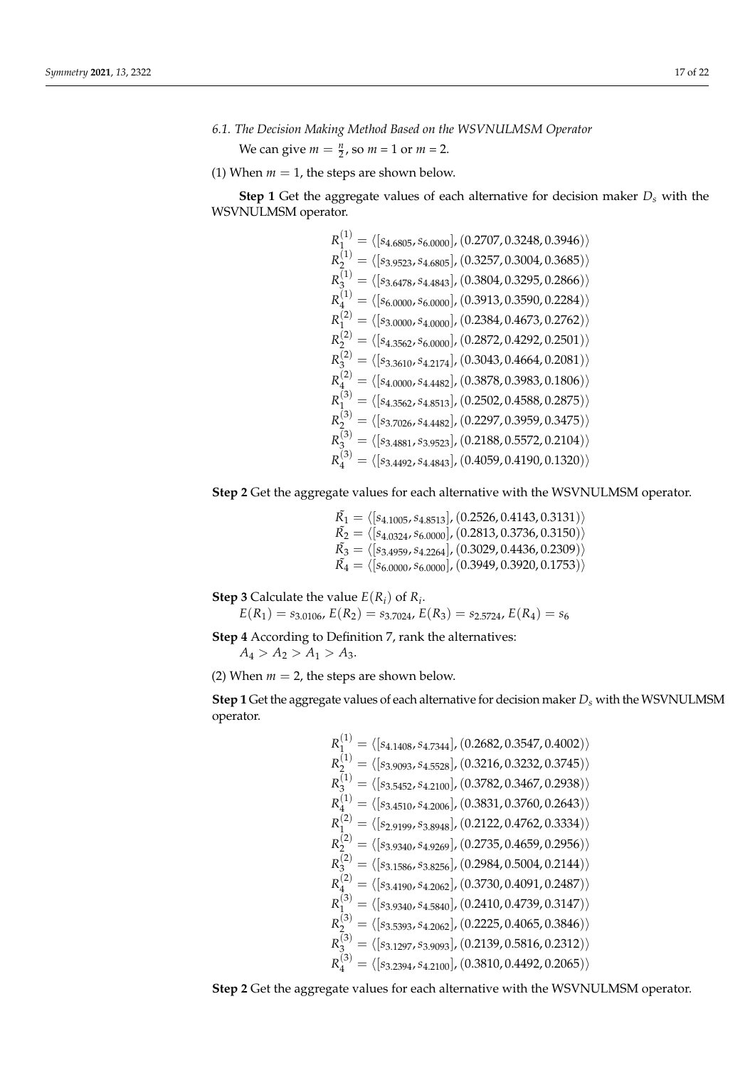### 6.1. The Decision Making Method Based on the WSVNULMSM Operator

We can give $m = \frac{n}{2}$, so $m$ = 1 or $m$ = 2.

(1) When $m = 1$, the steps are shown below.

**Step 1** Get the aggregate values of each alternative for decision maker $D_s$ with the WSVNULMSM operator.

$$
\begin{aligned}
R_1^{(1)} &= \langle [s_{4.6805}, s_{6.0000}], (0.2707, 0.3248, 0.3946) \rangle \\
R_2^{(1)} &= \langle [s_{3.9523}, s_{4.6805}], (0.3257, 0.3004, 0.3685) \rangle \\
R_3^{(1)} &= \langle [s_{3.6478}, s_{4.4843}], (0.3804, 0.3295, 0.2866) \rangle \\
R_4^{(1)} &= \langle [s_{6.0000}, s_{6.0000}], (0.3913, 0.3590, 0.2284) \rangle \\
R_1^{(2)} &= \langle [s_{3.0000}, s_{4.0000}], (0.2384, 0.4673, 0.2762) \rangle \\
R_2^{(2)} &= \langle [s_{4.3562}, s_{6.0000}], (0.2872, 0.4292, 0.2501) \rangle \\
R_3^{(2)} &= \langle [s_{3.3610}, s_{4.2174}], (0.3043, 0.4664, 0.2081) \rangle \\
R_4^{(2)} &= \langle [s_{4.0000}, s_{4.4482}], (0.3878, 0.3983, 0.1806) \rangle \\
R_1^{(3)} &= \langle [s_{4.3562}, s_{4.8513}], (0.2502, 0.4588, 0.2875) \rangle \\
R_2^{(3)} &= \langle [s_{3.7026}, s_{4.4482}], (0.2297, 0.3959, 0.3475) \rangle \\
R_3^{(3)} &= \langle [s_{3.4881}, s_{3.9523}], (0.2188, 0.5572, 0.2104) \rangle \\
R_4^{(3)} &= \langle [s_{3.4492}, s_{4.4843}], (0.4059, 0.4190, 0.1320) \rangle
\end{aligned}
$$

**Step 2** Get the aggregate values for each alternative with the WSVNULMSM operator.

$$
\begin{aligned}
\tilde{R_1} &= \langle [s_{4.1005}, s_{4.8513}], (0.2526, 0.4143, 0.3131) \rangle \\
\tilde{R_2} &= \langle [s_{4.0324}, s_{6.0000}], (0.2813, 0.3736, 0.3150) \rangle \\
\tilde{R_3} &= \langle [s_{3.4959}, s_{4.2264}], (0.3029, 0.4436, 0.2309) \rangle \\
\tilde{R_4} &= \langle [s_{6.0000}, s_{6.0000}], (0.3949, 0.3920, 0.1753) \rangle
\end{aligned}
$$

**Step 3** Calculate the value $E(R_i)$ of $R_i$.

$E(R_1) = s_{3.0106}$, $E(R_2) = s_{3.7024}$, $E(R_3) = s_{2.5724}$, $E(R_4) = s_6$

**Step 4** According to Definition 7, rank the alternatives:

$A_4 > A_2 > A_1 > A_3$.

(2) When $m = 2$, the steps are shown below.

**Step 1** Get the aggregate values of each alternative for decision maker $D_s$ with the WSVNULMSM operator.

$$
\begin{aligned}
R_1^{(1)} &= \langle [s_{4.1408}, s_{4.7344}], (0.2682, 0.3547, 0.4002) \rangle \\
R_2^{(1)} &= \langle [s_{3.9093}, s_{4.5528}], (0.3216, 0.3232, 0.3745) \rangle \\
R_3^{(1)} &= \langle [s_{3.5452}, s_{4.2100}], (0.3782, 0.3467, 0.2938) \rangle \\
R_4^{(1)} &= \langle [s_{3.4510}, s_{4.2006}], (0.3831, 0.3760, 0.2643) \rangle \\
R_1^{(2)} &= \langle [s_{2.9199}, s_{3.8948}], (0.2122, 0.4762, 0.3334) \rangle \\
R_2^{(2)} &= \langle [s_{3.9340}, s_{4.9269}], (0.2735, 0.4659, 0.2956) \rangle \\
R_3^{(2)} &= \langle [s_{3.1586}, s_{3.8256}], (0.2984, 0.5004, 0.2144) \rangle \\
R_4^{(2)} &= \langle [s_{3.4190}, s_{4.2062}], (0.3730, 0.4091, 0.2487) \rangle \\
R_1^{(3)} &= \langle [s_{3.9340}, s_{4.5840}], (0.2410, 0.4739, 0.3147) \rangle \\
R_2^{(3)} &= \langle [s_{3.5393}, s_{4.2062}], (0.2225, 0.4065, 0.3846) \rangle \\
R_3^{(3)} &= \langle [s_{3.1297}, s_{3.9093}], (0.2139, 0.5816, 0.2312) \rangle \\
R_4^{(3)} &= \langle [s_{3.2394}, s_{4.2100}], (0.3810, 0.4492, 0.2065) \rangle
\end{aligned}
$$

**Step 2** Get the aggregate values for each alternative with the WSVNULMSM operator.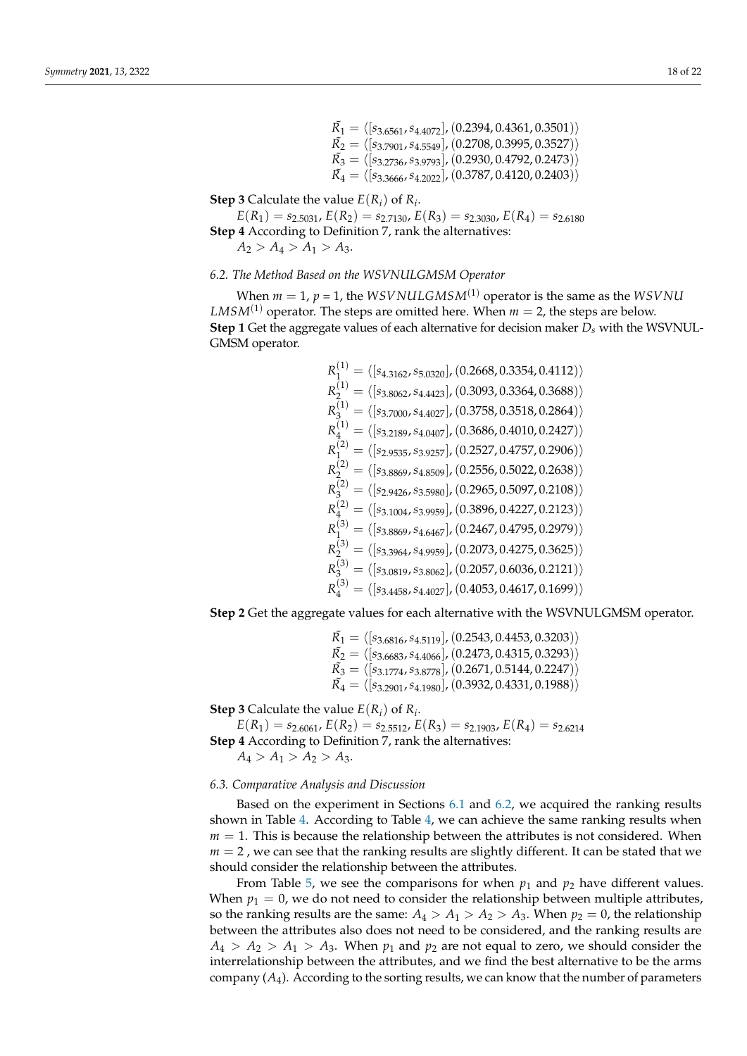$$\tilde{R_1} = \langle [s_{3.6561}, s_{4.4072}], (0.2394, 0.4361, 0.3501) \rangle$$
$$\tilde{R_2} = \langle [s_{3.7901}, s_{4.5549}], (0.2708, 0.3995, 0.3527) \rangle$$
$$\tilde{R_3} = \langle [s_{3.2736}, s_{3.9793}], (0.2930, 0.4792, 0.2473) \rangle$$
$$\tilde{R_4} = \langle [s_{3.3666}, s_{4.2022}], (0.3787, 0.4120, 0.2403) \rangle$$

**Step 3** Calculate the value $E(R_i)$ of $R_i$.

$E(R_1) = s_{2.5031}$, $E(R_2) = s_{2.7130}$, $E(R_3) = s_{2.3030}$, $E(R_4) = s_{2.6180}$

**Step 4** According to Definition 7, rank the alternatives:

$A_2 > A_4 > A_1 > A_3$.

### *6.2. The Method Based on the WSVNULGMSM Operator*

When $m = 1$, $p = 1$, the $WSVNULGMSM^{(1)}$ operator is the same as the $WSVNULMSM^{(1)}$ operator. The steps are omitted here. When $m = 2$, the steps are below.

**Step 1** Get the aggregate values of each alternative for decision maker $D_s$ with the WSVNULGMSM operator.

$$R_1^{(1)} = \langle [s_{4.3162}, s_{5.0320}], (0.2668, 0.3354, 0.4112) \rangle$$
$$R_2^{(1)} = \langle [s_{3.8062}, s_{4.4423}], (0.3093, 0.3364, 0.3688) \rangle$$
$$R_3^{(1)} = \langle [s_{3.7000}, s_{4.4027}], (0.3758, 0.3518, 0.2864) \rangle$$
$$R_4^{(1)} = \langle [s_{3.2189}, s_{4.0407}], (0.3686, 0.4010, 0.2427) \rangle$$
$$R_1^{(2)} = \langle [s_{2.9535}, s_{3.9257}], (0.2527, 0.4757, 0.2906) \rangle$$
$$R_2^{(2)} = \langle [s_{3.8869}, s_{4.8509}], (0.2556, 0.5022, 0.2638) \rangle$$
$$R_3^{(2)} = \langle [s_{2.9426}, s_{3.5980}], (0.2965, 0.5097, 0.2108) \rangle$$
$$R_4^{(2)} = \langle [s_{3.1004}, s_{3.9959}], (0.3896, 0.4227, 0.2123) \rangle$$
$$R_1^{(3)} = \langle [s_{3.8869}, s_{4.6467}], (0.2467, 0.4795, 0.2979) \rangle$$
$$R_2^{(3)} = \langle [s_{3.3964}, s_{4.9959}], (0.2073, 0.4275, 0.3625) \rangle$$
$$R_3^{(3)} = \langle [s_{3.0819}, s_{3.8062}], (0.2057, 0.6036, 0.2121) \rangle$$
$$R_4^{(3)} = \langle [s_{3.4458}, s_{4.4027}], (0.4053, 0.4617, 0.1699) \rangle$$

**Step 2** Get the aggregate values for each alternative with the WSVNULGMSM operator.

$$\tilde{R_1} = \langle [s_{3.6816}, s_{4.5119}], (0.2543, 0.4453, 0.3203) \rangle$$
$$\tilde{R_2} = \langle [s_{3.6683}, s_{4.4066}], (0.2473, 0.4315, 0.3293) \rangle$$
$$\tilde{R_3} = \langle [s_{3.1774}, s_{3.8778}], (0.2671, 0.5144, 0.2247) \rangle$$
$$\tilde{R_4} = \langle [s_{3.2901}, s_{4.1980}], (0.3932, 0.4331, 0.1988) \rangle$$

**Step 3** Calculate the value $E(R_i)$ of $R_i$.

$E(R_1) = s_{2.6061}$, $E(R_2) = s_{2.5512}$, $E(R_3) = s_{2.1903}$, $E(R_4) = s_{2.6214}$

**Step 4** According to Definition 7, rank the alternatives:

$A_4 > A_1 > A_2 > A_3$.

### *6.3. Comparative Analysis and Discussion*

Based on the experiment in Sections 6.1 and 6.2, we acquired the ranking results shown in Table 4. According to Table 4, we can achieve the same ranking results when $m = 1$. This is because the relationship between the attributes is not considered. When $m = 2$, we can see that the ranking results are slightly different. It can be stated that we should consider the relationship between the attributes.

From Table 5, we see the comparisons for when $p_1$ and $p_2$ have different values. When $p_1 = 0$, we do not need to consider the relationship between multiple attributes, so the ranking results are the same: $A_4 > A_1 > A_2 > A_3$. When $p_2 = 0$, the relationship between the attributes also does not need to be considered, and the ranking results are $A_4 > A_2 > A_1 > A_3$. When $p_1$ and $p_2$ are not equal to zero, we should consider the interrelationship between the attributes, and we find the best alternative to be the arms company ($A_4$). According to the sorting results, we can know that the number of parameters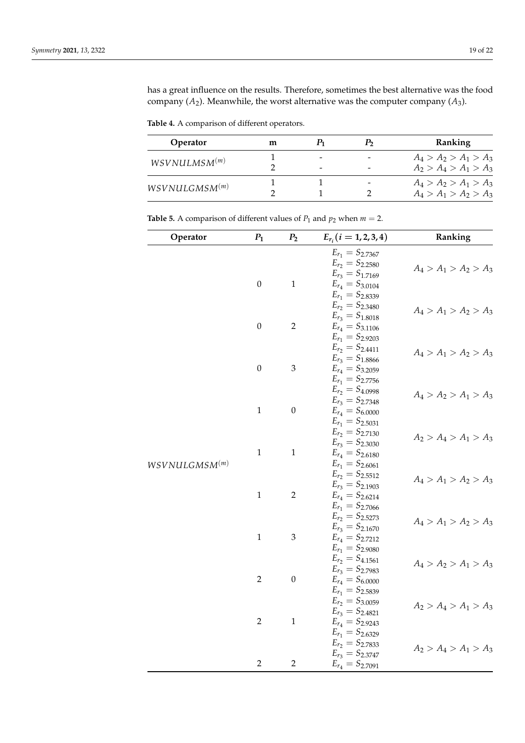has a great influence on the results. Therefore, sometimes the best alternative was the food company ($A_2$). Meanwhile, the worst alternative was the computer company ($A_3$).

**Table 4.** A comparison of different operators.

| Operator | m | $P_1$ | $P_2$ | Ranking |
|---|---|---|---|---|
| $WSVNULMSM^{(m)}$ | 1 | - | - | $A_4 > A_2 > A_1 > A_3$ |
| | 2 | - | - | $A_2 > A_4 > A_1 > A_3$ |
| $WSVNULGMSM^{(m)}$ | 1 | 1 | - | $A_4 > A_2 > A_1 > A_3$ |
| | 2 | 1 | 2 | $A_4 > A_1 > A_2 > A_3$ |

**Table 5.** A comparison of different values of $P_1$ and $p_2$ when $m = 2$.

| Operator | $P_1$ | $P_2$ | $E_{r_i}(i = 1, 2, 3, 4)$ | Ranking |
|---|---|---|---|---|
| $WSVNULGMSM^{(m)}$ | 0 | 1 | $E_{r_1} = S_{2.7367}$ $E_{r_2} = S_{2.2580}$ $E_{r_3} = S_{1.7169}$ $E_{r_4} = S_{3.0104}$ | $A_4 > A_1 > A_2 > A_3$ |
| | 0 | 2 | $E_{r_1} = S_{2.8339}$ $E_{r_2} = S_{2.3480}$ $E_{r_3} = S_{1.8018}$ $E_{r_4} = S_{3.1106}$ | $A_4 > A_1 > A_2 > A_3$ |
| | 0 | 3 | $E_{r_1} = S_{2.9203}$ $E_{r_2} = S_{2.4411}$ $E_{r_3} = S_{1.8866}$ $E_{r_4} = S_{3.2059}$ | $A_4 > A_1 > A_2 > A_3$ |
| | 1 | 0 | $E_{r_1} = S_{2.7756}$ $E_{r_2} = S_{4.0998}$ $E_{r_3} = S_{2.7348}$ $E_{r_4} = S_{6.0000}$ | $A_4 > A_2 > A_1 > A_3$ |
| | 1 | 1 | $E_{r_1} = S_{2.5031}$ $E_{r_2} = S_{2.7130}$ $E_{r_3} = S_{2.3030}$ $E_{r_4} = S_{2.6180}$ | $A_2 > A_4 > A_1 > A_3$ |
| | 1 | 2 | $E_{r_1} = S_{2.6061}$ $E_{r_2} = S_{2.5512}$ $E_{r_3} = S_{2.1903}$ $E_{r_4} = S_{2.6214}$ | $A_4 > A_1 > A_2 > A_3$ |
| | 1 | 3 | $E_{r_1} = S_{2.7066}$ $E_{r_2} = S_{2.5273}$ $E_{r_3} = S_{2.1670}$ $E_{r_4} = S_{2.7212}$ | $A_4 > A_1 > A_2 > A_3$ |
| | 2 | 0 | $E_{r_1} = S_{2.9080}$ $E_{r_2} = S_{4.1561}$ $E_{r_3} = S_{2.7983}$ $E_{r_4} = S_{6.0000}$ | $A_4 > A_2 > A_1 > A_3$ |
| | 2 | 1 | $E_{r_1} = S_{2.5839}$ $E_{r_2} = S_{3.0059}$ $E_{r_3} = S_{2.4821}$ $E_{r_4} = S_{2.9243}$ | $A_2 > A_4 > A_1 > A_3$ |
| | 2 | 2 | $E_{r_1} = S_{2.6329}$ $E_{r_2} = S_{2.7833}$ $E_{r_3} = S_{2.3747}$ $E_{r_4} = S_{2.7091}$ | $A_2 > A_4 > A_1 > A_3$ |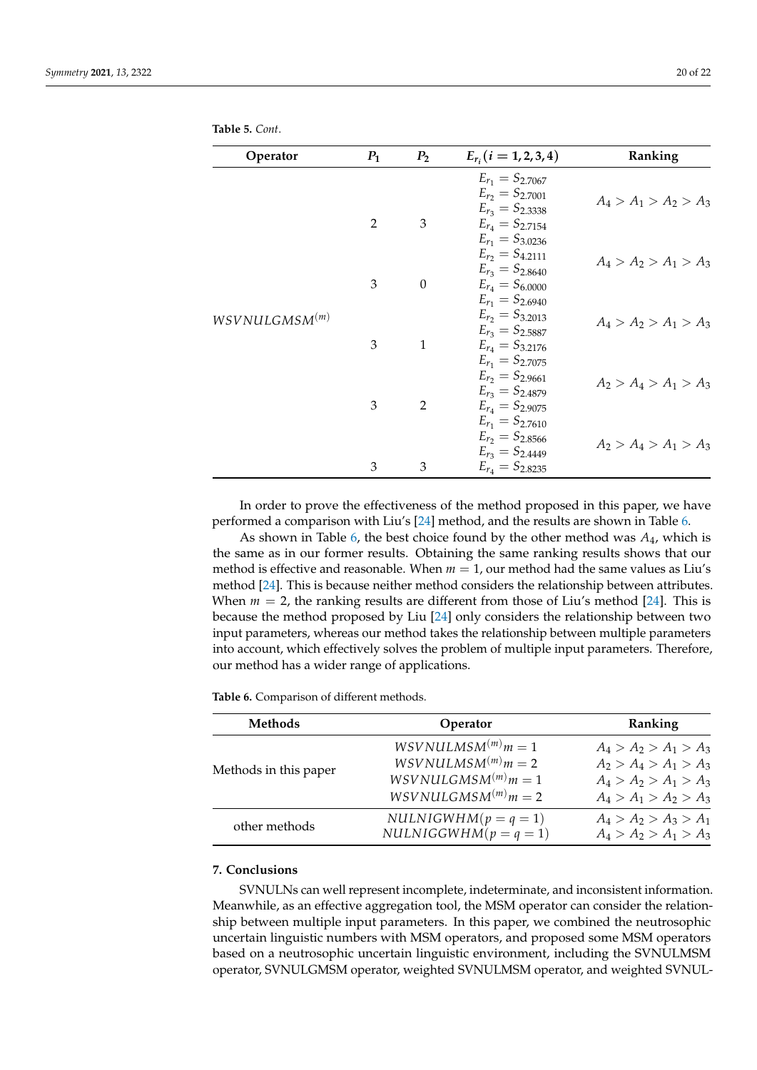**Table 5.** *Cont.*

| Operator | $P_1$ | $P_2$ | $E_{r_i}(i = 1,2,3,4)$ | Ranking |
|---|---|---|---|---|
| $WSVNULGMSM^{(m)}$ | 2 | 3 | $E_{r_1} = S_{2.7067}$ <br> $E_{r_2} = S_{2.7001}$ <br> $E_{r_3} = S_{2.3338}$ <br> $E_{r_4} = S_{2.7154}$ | $A_4 > A_1 > A_2 > A_3$ |
| | 3 | 0 | $E_{r_1} = S_{3.0236}$ <br> $E_{r_2} = S_{4.2111}$ <br> $E_{r_3} = S_{2.8640}$ <br> $E_{r_4} = S_{6.0000}$ | $A_4 > A_2 > A_1 > A_3$ |
| | 3 | 1 | $E_{r_1} = S_{2.6940}$ <br> $E_{r_2} = S_{3.2013}$ <br> $E_{r_3} = S_{2.5887}$ <br> $E_{r_4} = S_{3.2176}$ | $A_4 > A_2 > A_1 > A_3$ |
| | 3 | 2 | $E_{r_1} = S_{2.7075}$ <br> $E_{r_2} = S_{2.9661}$ <br> $E_{r_3} = S_{2.4879}$ <br> $E_{r_4} = S_{2.9075}$ | $A_2 > A_4 > A_1 > A_3$ |
| | 3 | 3 | $E_{r_1} = S_{2.7610}$ <br> $E_{r_2} = S_{2.8566}$ <br> $E_{r_3} = S_{2.4449}$ <br> $E_{r_4} = S_{2.8235}$ | $A_2 > A_4 > A_1 > A_3$ |

In order to prove the effectiveness of the method proposed in this paper, we have performed a comparison with Liu's [24] method, and the results are shown in Table 6.

As shown in Table 6, the best choice found by the other method was $A_4$, which is the same as in our former results. Obtaining the same ranking results shows that our method is effective and reasonable. When $m = 1$, our method had the same values as Liu's method [24]. This is because neither method considers the relationship between attributes. When $m = 2$, the ranking results are different from those of Liu's method [24]. This is because the method proposed by Liu [24] only considers the relationship between two input parameters, whereas our method takes the relationship between multiple parameters into account, which effectively solves the problem of multiple input parameters. Therefore, our method has a wider range of applications.

**Table 6.** Comparison of different methods.

| Methods | Operator | Ranking |
|---|---|---|
| Methods in this paper | $WSVNULMSM^{(m)} m = 1$ | $A_4 > A_2 > A_1 > A_3$ |
| | $WSVNULMSM^{(m)} m = 2$ | $A_2 > A_4 > A_1 > A_3$ |
| | $WSVNULGMSM^{(m)} m = 1$ | $A_4 > A_2 > A_1 > A_3$ |
| | $WSVNULGMSM^{(m)} m = 2$ | $A_4 > A_1 > A_2 > A_3$ |
| other methods | $NULNIGWHM(p = q = 1)$ | $A_4 > A_2 > A_3 > A_1$ |
| | $NULNIGGWHM(p = q = 1)$ | $A_4 > A_2 > A_1 > A_3$ |

## 7. Conclusions

SVNULNs can well represent incomplete, indeterminate, and inconsistent information. Meanwhile, as an effective aggregation tool, the MSM operator can consider the relationship between multiple input parameters. In this paper, we combined the neutrosophic uncertain linguistic numbers with MSM operators, and proposed some MSM operators based on a neutrosophic uncertain linguistic environment, including the SVNULMSM operator, SVNULGMSM operator, weighted SVNULMSM operator, and weighted SVNUL-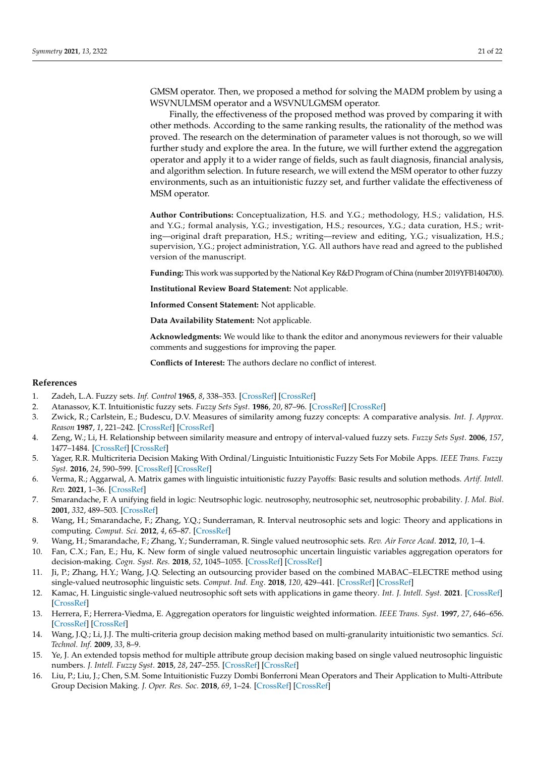GMSM operator. Then, we proposed a method for solving the MADM problem by using a WSVNULMSM operator and a WSVNULGMSM operator.

Finally, the effectiveness of the proposed method was proved by comparing it with other methods. According to the same ranking results, the rationality of the method was proved. The research on the determination of parameter values is not thorough, so we will further study and explore the area. In the future, we will further extend the aggregation operator and apply it to a wider range of fields, such as fault diagnosis, financial analysis, and algorithm selection. In future research, we will extend the MSM operator to other fuzzy environments, such as an intuitionistic fuzzy set, and further validate the effectiveness of MSM operator.

**Author Contributions:** Conceptualization, H.S. and Y.G.; methodology, H.S.; validation, H.S. and Y.G.; formal analysis, Y.G.; investigation, H.S.; resources, Y.G.; data curation, H.S.; writing—original draft preparation, H.S.; writing—review and editing, Y.G.; visualization, H.S.; supervision, Y.G.; project administration, Y.G. All authors have read and agreed to the published version of the manuscript.

**Funding:** This work was supported by the National Key R&D Program of China (number 2019YFB1404700).

**Institutional Review Board Statement:** Not applicable.

**Informed Consent Statement:** Not applicable.

**Data Availability Statement:** Not applicable.

**Acknowledgments:** We would like to thank the editor and anonymous reviewers for their valuable comments and suggestions for improving the paper.

**Conflicts of Interest:** The authors declare no conflict of interest.

## References

1. Zadeh, L.A. Fuzzy sets. *Inf. Control* **1965**, *8*, 338–353. [CrossRef] [CrossRef]
2. Atanassov, K.T. Intuitionistic fuzzy sets. *Fuzzy Sets Syst.* **1986**, *20*, 87–96. [CrossRef] [CrossRef]
3. Zwick, R.; Carlstein, E.; Budescu, D.V. Measures of similarity among fuzzy concepts: A comparative analysis. *Int. J. Approx. Reason* **1987**, *1*, 221–242. [CrossRef] [CrossRef]
4. Zeng, W.; Li, H. Relationship between similarity measure and entropy of interval-valued fuzzy sets. *Fuzzy Sets Syst.* **2006**, *157*, 1477–1484. [CrossRef] [CrossRef]
5. Yager, R.R. Multicriteria Decision Making With Ordinal/Linguistic Intuitionistic Fuzzy Sets For Mobile Apps. *IEEE Trans. Fuzzy Syst.* **2016**, *24*, 590–599. [CrossRef] [CrossRef]
6. Verma, R.; Aggarwal, A. Matrix games with linguistic intuitionistic fuzzy Payoffs: Basic results and solution methods. *Artif. Intell. Rev.* **2021**, 1–36. [CrossRef]
7. Smarandache, F. A unifying field in logic: Neutrsophic logic. neutrosophy, neutrosophic set, neutrosophic probability. *J. Mol. Biol.* **2001**, *332*, 489–503. [CrossRef]
8. Wang, H.; Smarandache, F.; Zhang, Y.Q.; Sunderraman, R. Interval neutrosophic sets and logic: Theory and applications in computing. *Comput. Sci.* **2012**, *4*, 65–87. [CrossRef]
9. Wang, H.; Smarandache, F.; Zhang, Y.; Sunderraman, R. Single valued neutrosophic sets. *Rev. Air Force Acad.* **2012**, *10*, 1–4.
10. Fan, C.X.; Fan, E.; Hu, K. New form of single valued neutrosophic uncertain linguistic variables aggregation operators for decision-making. *Cogn. Syst. Res.* **2018**, *52*, 1045–1055. [CrossRef] [CrossRef]
11. Ji, P.; Zhang, H.Y.; Wang, J.Q. Selecting an outsourcing provider based on the combined MABAC–ELECTRE method using single-valued neutrosophic linguistic sets. *Comput. Ind. Eng.* **2018**, *120*, 429–441. [CrossRef] [CrossRef]
12. Kamac, H. Linguistic single-valued neutrosophic soft sets with applications in game theory. *Int. J. Intell. Syst.* **2021**. [CrossRef] [CrossRef]
13. Herrera, F.; Herrera-Viedma, E. Aggregation operators for linguistic weighted information. *IEEE Trans. Syst.* **1997**, *27*, 646–656. [CrossRef] [CrossRef]
14. Wang, J.Q.; Li, J.J. The multi-criteria group decision making method based on multi-granularity intuitionistic two semantics. *Sci. Technol. Inf.* **2009**, *33*, 8–9.
15. Ye, J. An extended topsis method for multiple attribute group decision making based on single valued neutrosophic linguistic numbers. *J. Intell. Fuzzy Syst.* **2015**, *28*, 247–255. [CrossRef] [CrossRef]
16. Liu, P.; Liu, J.; Chen, S.M. Some Intuitionistic Fuzzy Dombi Bonferroni Mean Operators and Their Application to Multi-Attribute Group Decision Making. *J. Oper. Res. Soc.* **2018**, *69*, 1–24. [CrossRef] [CrossRef]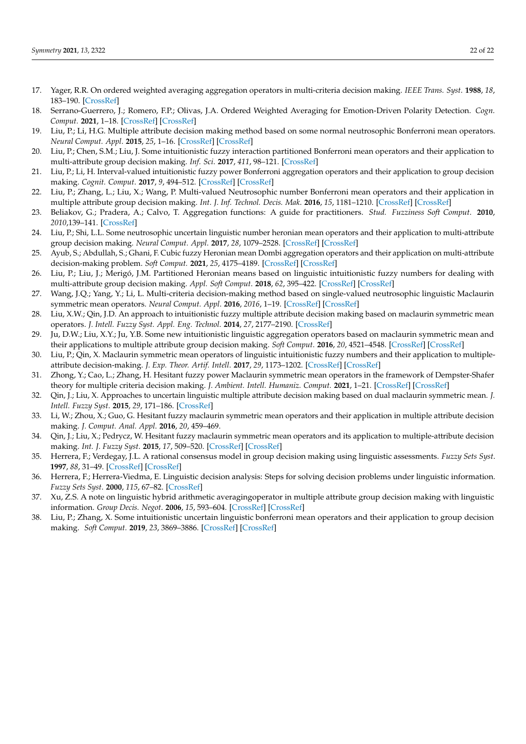17. Yager, R.R. On ordered weighted averaging aggregation operators in multi-criteria decision making. *IEEE Trans. Syst.* **1988**, *18*, 183–190. [CrossRef]
18. Serrano-Guerrero, J.; Romero, F.P.; Olivas, J.A. Ordered Weighted Averaging for Emotion-Driven Polarity Detection. *Cogn. Comput.* **2021**, 1–18. [CrossRef] [CrossRef]
19. Liu, P.; Li, H.G. Multiple attribute decision making method based on some normal neutrosophic Bonferroni mean operators. *Neural Comput. Appl.* **2015**, *25*, 1–16. [CrossRef] [CrossRef]
20. Liu, P.; Chen, S.M.; Liu, J. Some intuitionistic fuzzy interaction partitioned Bonferroni mean operators and their application to multi-attribute group decision making. *Inf. Sci.* **2017**, *411*, 98–121. [CrossRef]
21. Liu, P.; Li, H. Interval-valued intuitionistic fuzzy power Bonferroni aggregation operators and their application to group decision making. *Cognit. Comput.* **2017**, *9*, 494–512. [CrossRef] [CrossRef]
22. Liu, P.; Zhang, L.; Liu, X.; Wang, P. Multi-valued Neutrosophic number Bonferroni mean operators and their application in multiple attribute group decision making. *Int. J. Inf. Technol. Decis. Mak.* **2016**, *15*, 1181–1210. [CrossRef] [CrossRef]
23. Beliakov, G.; Pradera, A.; Calvo, T. Aggregation functions: A guide for practitioners. *Stud. Fuzziness Soft Comput.* **2010**, *2010*,139–141. [CrossRef]
24. Liu, P.; Shi, L.L. Some neutrosophic uncertain linguistic number heronian mean operators and their application to multi-attribute group decision making. *Neural Comput. Appl.* **2017**, *28*, 1079–2528. [CrossRef] [CrossRef]
25. Ayub, S.; Abdullah, S.; Ghani, F. Cubic fuzzy Heronian mean Dombi aggregation operators and their application on multi-attribute decision-making problem. *Soft Comput.* **2021**, *25*, 4175–4189. [CrossRef] [CrossRef]
26. Liu, P.; Liu, J.; Merigó, J.M. Partitioned Heronian means based on linguistic intuitionistic fuzzy numbers for dealing with multi-attribute group decision making. *Appl. Soft Comput.* **2018**, *62*, 395–422. [CrossRef] [CrossRef]
27. Wang, J.Q.; Yang, Y.; Li, L. Multi-criteria decision-making method based on single-valued neutrosophic linguistic Maclaurin symmetric mean operators. *Neural Comput. Appl.* **2016**, *2016*, 1–19. [CrossRef] [CrossRef]
28. Liu, X.W.; Qin, J.D. An approach to intuitionistic fuzzy multiple attribute decision making based on maclaurin symmetric mean operators. *J. Intell. Fuzzy Syst. Appl. Eng. Technol.* **2014**, *27*, 2177–2190. [CrossRef]
29. Ju, D.W.; Liu, X.Y.; Ju, Y.B. Some new intuitionistic linguistic aggregation operators based on maclaurin symmetric mean and their applications to multiple attribute group decision making. *Soft Comput.* **2016**, *20*, 4521–4548. [CrossRef] [CrossRef]
30. Liu, P.; Qin, X. Maclaurin symmetric mean operators of linguistic intuitionistic fuzzy numbers and their application to multiple-attribute decision-making. *J. Exp. Theor. Artif. Intell.* **2017**, *29*, 1173–1202. [CrossRef] [CrossRef]
31. Zhong, Y.; Cao, L.; Zhang, H. Hesitant fuzzy power Maclaurin symmetric mean operators in the framework of Dempster-Shafer theory for multiple criteria decision making. *J. Ambient. Intell. Humaniz. Comput.* **2021**, 1–21. [CrossRef] [CrossRef]
32. Qin, J.; Liu, X. Approaches to uncertain linguistic multiple attribute decision making based on dual maclaurin symmetric mean. *J. Intell. Fuzzy Syst.* **2015**, *29*, 171–186. [CrossRef]
33. Li, W.; Zhou, X.; Guo, G. Hesitant fuzzy maclaurin symmetric mean operators and their application in multiple attribute decision making. *J. Comput. Anal. Appl.* **2016**, *20*, 459–469.
34. Qin, J.; Liu, X.; Pedrycz, W. Hesitant fuzzy maclaurin symmetric mean operators and its application to multiple-attribute decision making. *Int. J. Fuzzy Syst.* **2015**, *17*, 509–520. [CrossRef] [CrossRef]
35. Herrera, F.; Verdegay, J.L. A rational consensus model in group decision making using linguistic assessments. *Fuzzy Sets Syst.* **1997**, *88*, 31–49. [CrossRef] [CrossRef]
36. Herrera, F.; Herrera-Viedma, E. Linguistic decision analysis: Steps for solving decision problems under linguistic information. *Fuzzy Sets Syst.* **2000**, *115*, 67–82. [CrossRef]
37. Xu, Z.S. A note on linguistic hybrid arithmetic averagingoperator in multiple attribute group decision making with linguistic information. *Group Decis. Negot.* **2006**, *15*, 593–604. [CrossRef] [CrossRef]
38. Liu, P.; Zhang, X. Some intuitionistic uncertain linguistic bonferroni mean operators and their application to group decision making. *Soft Comput.* **2019**, *23*, 3869–3886. [CrossRef] [CrossRef]